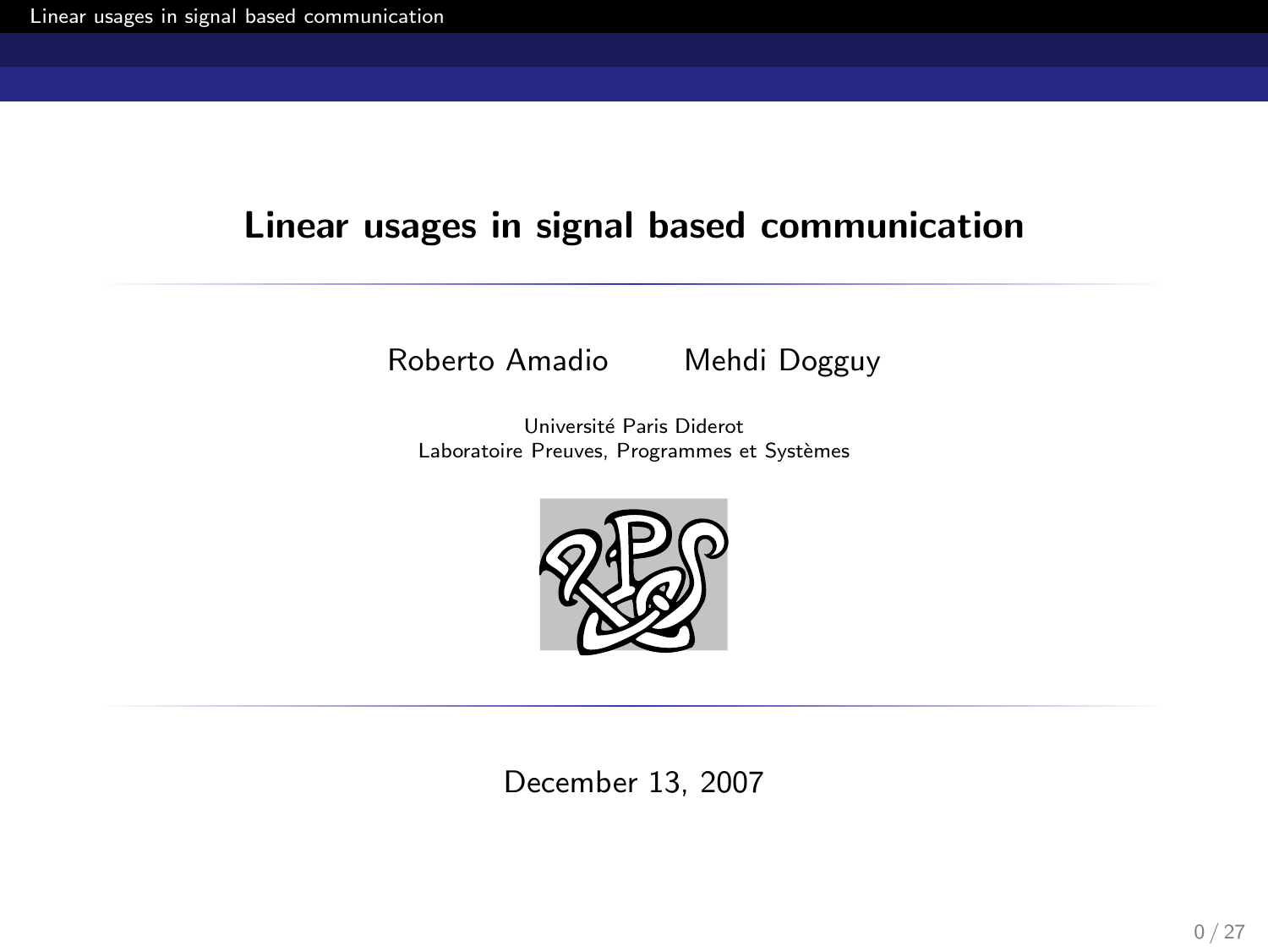# Linear usages in signal based communication

Roberto Amadio Mehdi Dogguy

Université Paris Diderot
Laboratoire Preuves, Programmes et Systèmes

December 13, 2007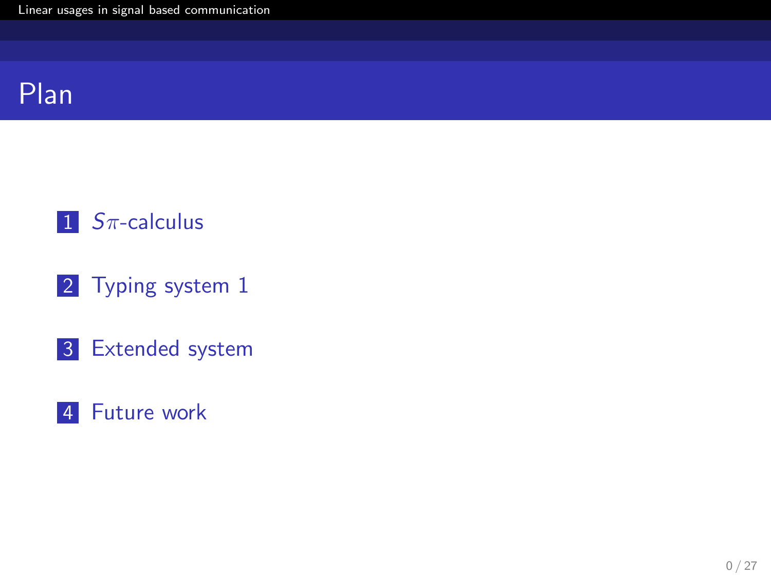# Plan

1. $S\pi$-calculus
2. Typing system 1
3. Extended system
4. Future work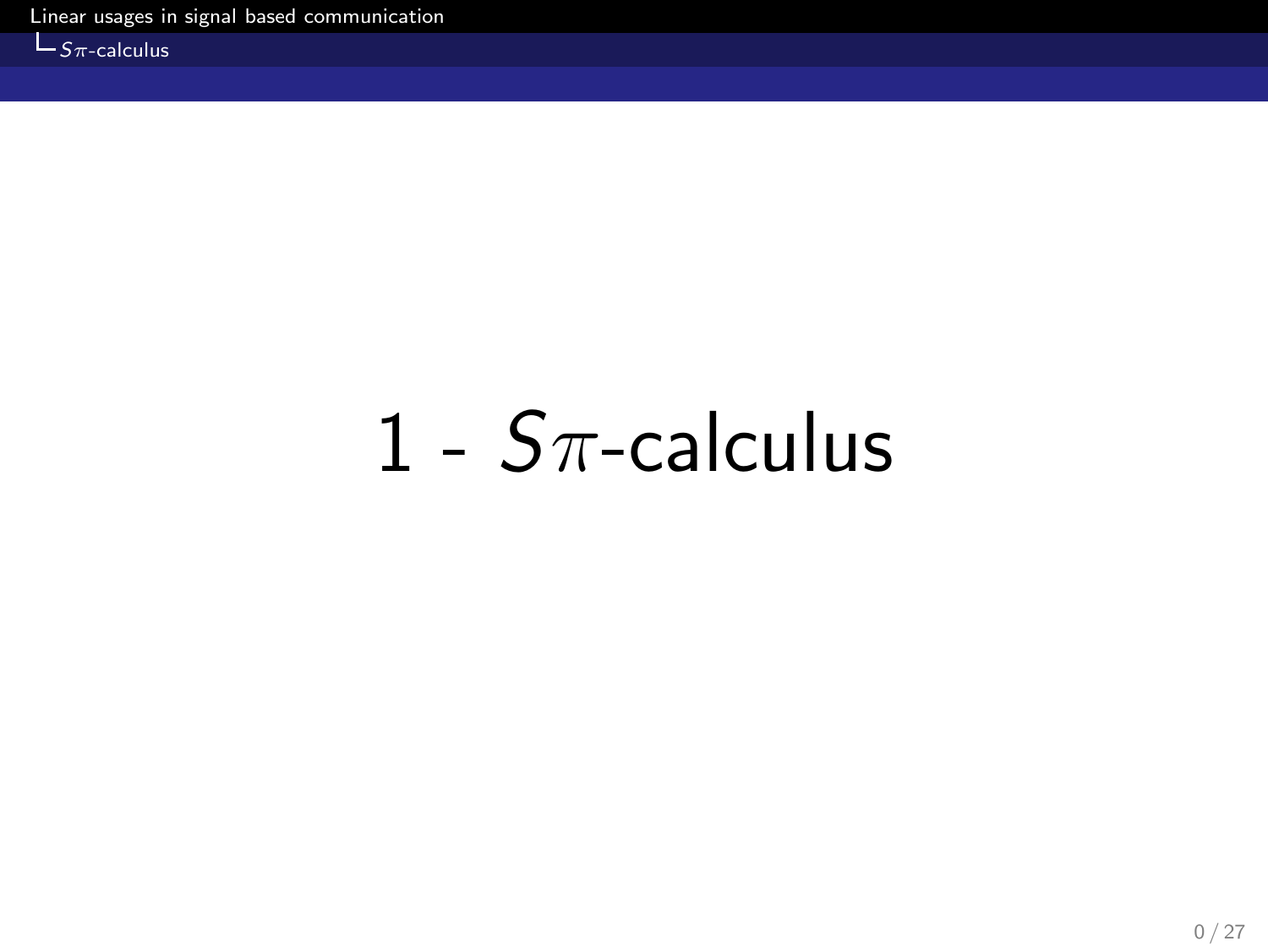# 1 - $S\pi$-calculus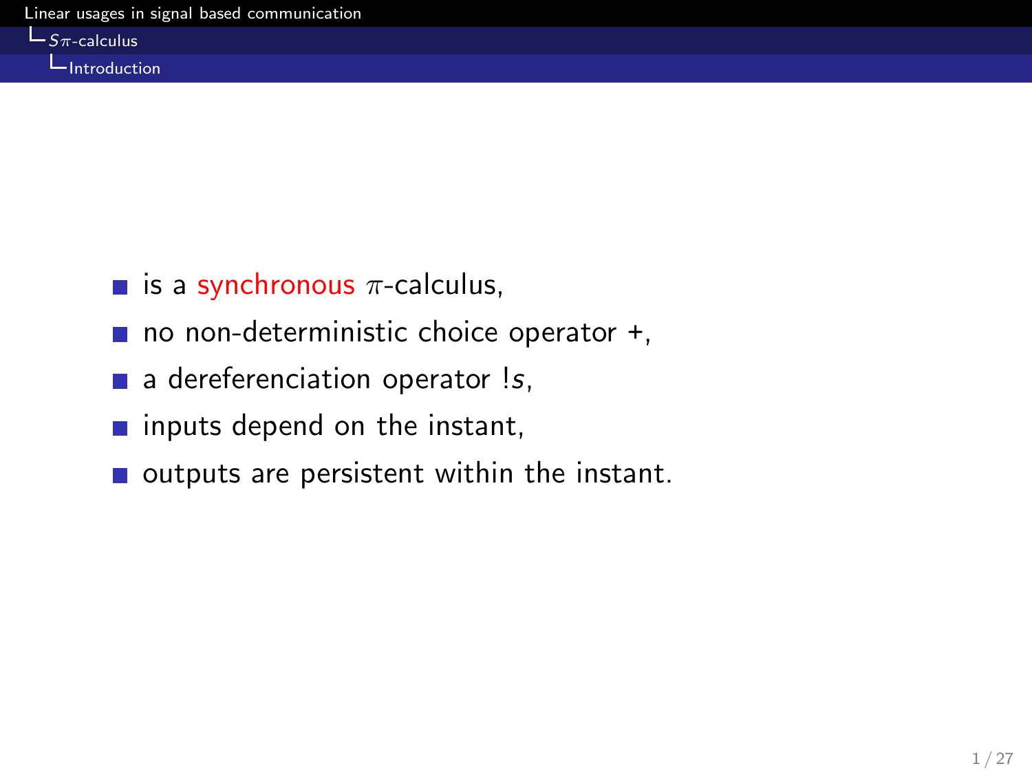- is a synchronous $\pi$-calculus,
- no non-deterministic choice operator +,
- a dereferenciation operator $!s$,
- inputs depend on the instant,
- outputs are persistent within the instant.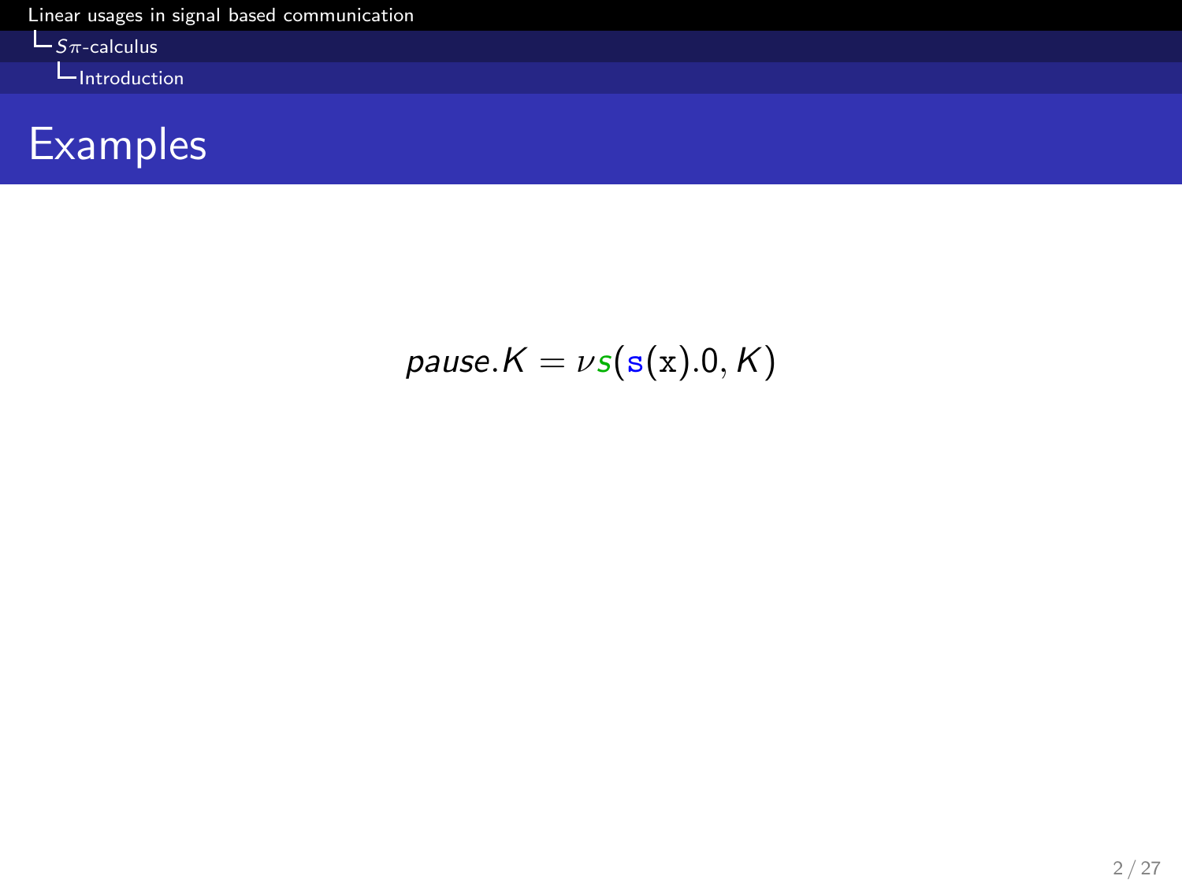# Examples

$$\mathit{pause}.K = \nu s(\mathtt{s}(\mathtt{x}).0, K)$$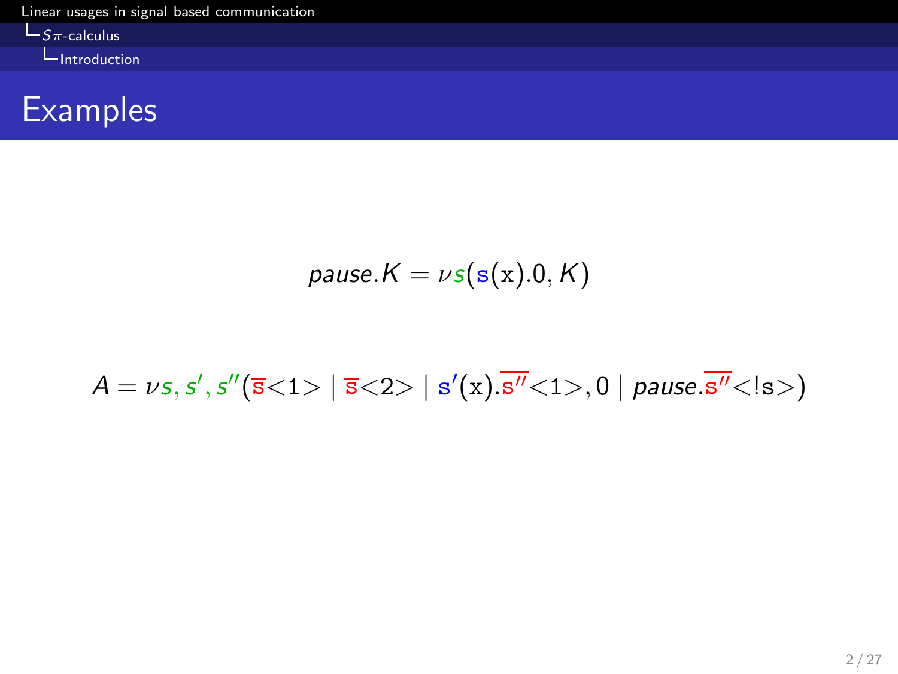# Examples

$$pause.K = \nu s(\mathtt{s}(\mathtt{x}).0, K)$$

$$A = \nu s, s', s''(\overline{\mathtt{s}}{<}1{>} \mid \overline{\mathtt{s}}{<}2{>} \mid \mathtt{s}'(\mathtt{x}).\overline{\mathtt{s}''}{<}1{>}, 0 \mid pause.\overline{\mathtt{s}''}{<}!\mathtt{s}{>})$$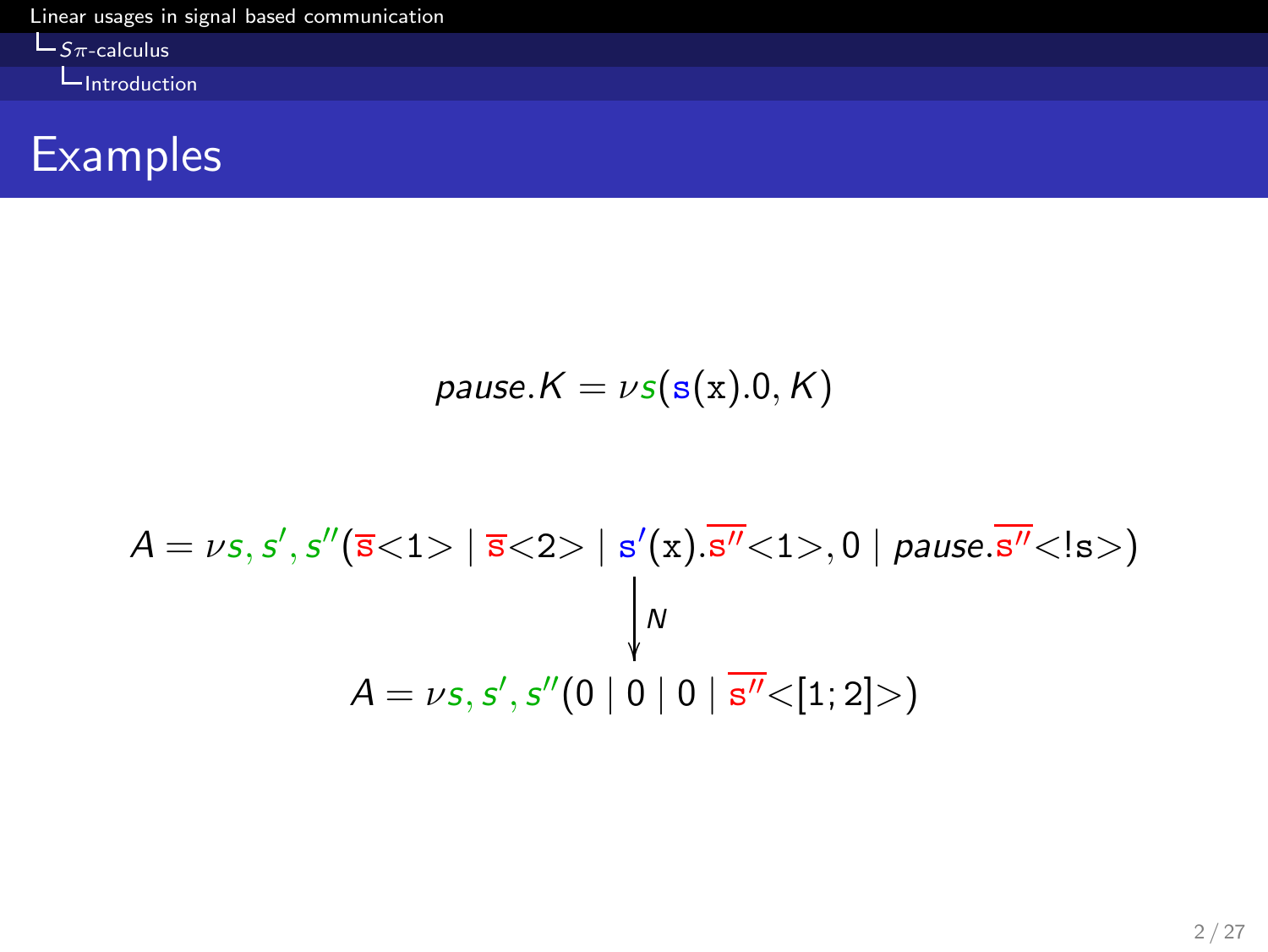## Examples

$$pause.K = \nu s(\mathtt{s}(\mathtt{x}).0, K)$$

$$A = \nu s, s', s''(\overline{\mathtt{s}}{<}1{>} \mid \overline{\mathtt{s}}{<}2{>} \mid \mathtt{s'}(\mathtt{x}).\overline{\mathtt{s''}}{<}1{>}, 0 \mid pause.\overline{\mathtt{s''}}{<}!\mathtt{s}{>})$$

$$\big\downarrow N$$

$$A = \nu s, s', s''(0 \mid 0 \mid 0 \mid \overline{\mathtt{s''}}{<}[1;2]{>})$$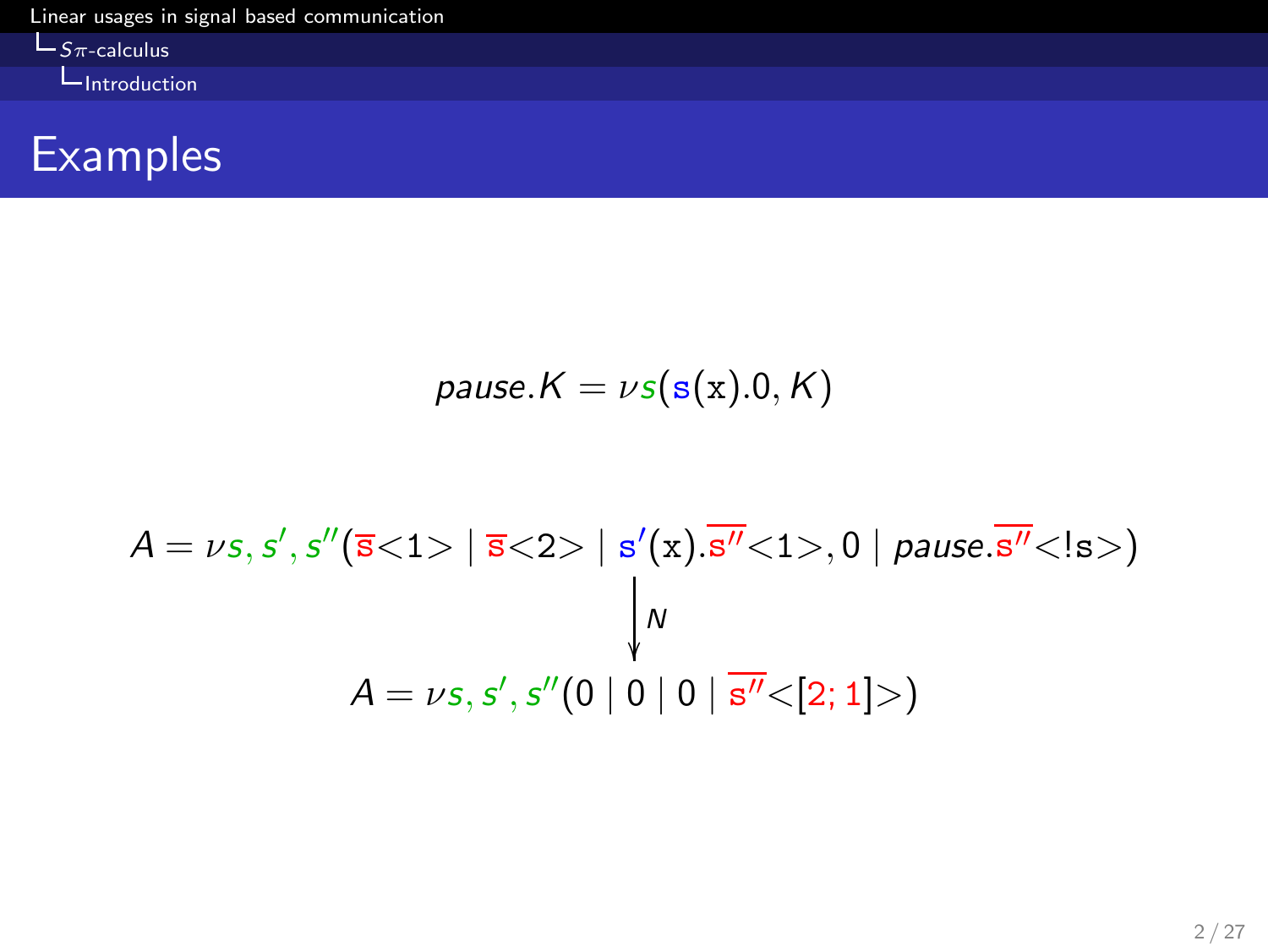# Examples

$$pause.K = \nu s(\mathtt{s}(\mathtt{x}).0, K)$$

$$A = \nu s, s', s''(\overline{\mathtt{s}}{<}1{>} \mid \overline{\mathtt{s}}{<}2{>} \mid \mathtt{s'}(\mathtt{x}).\overline{\mathtt{s''}}{<}1{>}, 0 \mid pause.\overline{\mathtt{s''}}{<}!\mathtt{s}{>})$$

$$\downarrow N$$

$$A = \nu s, s', s''(0 \mid 0 \mid 0 \mid \overline{\mathtt{s''}}{<}[2;1]{>})$$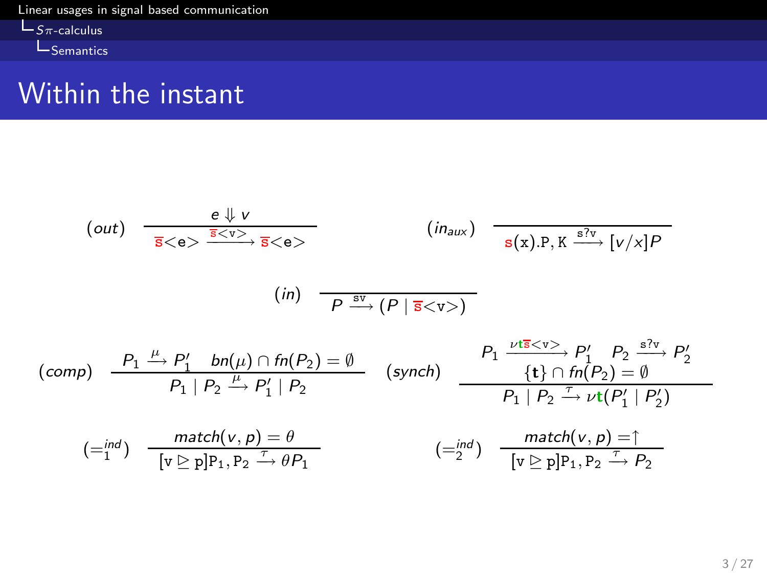# Within the instant

$$(out) \quad \frac{e \Downarrow v}{\overline{\mathtt{s}}\texttt{<e>} \xrightarrow{\overline{\mathtt{s}}\texttt{<v>}} \overline{\mathtt{s}}\texttt{<e>}}$$

$$(in_{aux}) \quad \frac{}{\mathtt{s}(\mathtt{x}).\mathtt{P}, \mathtt{K} \xrightarrow{\mathtt{s?v}} [v/x]P}$$

$$(in) \quad \frac{}{P \xrightarrow{\mathtt{sv}} (P \mid \overline{\mathtt{s}}\texttt{<v>})}$$

$$(comp) \quad \frac{P_1 \xrightarrow{\mu} P_1' \quad bn(\mu) \cap fn(P_2) = \emptyset}{P_1 \mid P_2 \xrightarrow{\mu} P_1' \mid P_2}$$

$$(synch) \quad \frac{P_1 \xrightarrow{\nu \mathbf{t} \overline{\mathtt{s}}\texttt{<v>}} P_1' \quad P_2 \xrightarrow{\mathtt{s?v}} P_2' \quad \{\mathbf{t}\} \cap fn(P_2) = \emptyset}{P_1 \mid P_2 \xrightarrow{\tau} \nu \mathbf{t}(P_1' \mid P_2')}$$

$$(=_1^{ind}) \quad \frac{match(v, p) = \theta}{[\mathtt{v} \trianglerighteq \mathtt{p}]\mathtt{P}_1, \mathtt{P}_2 \xrightarrow{\tau} \theta P_1}$$

$$(=_2^{ind}) \quad \frac{match(v, p) = \uparrow}{[\mathtt{v} \trianglerighteq \mathtt{p}]\mathtt{P}_1, \mathtt{P}_2 \xrightarrow{\tau} P_2}$$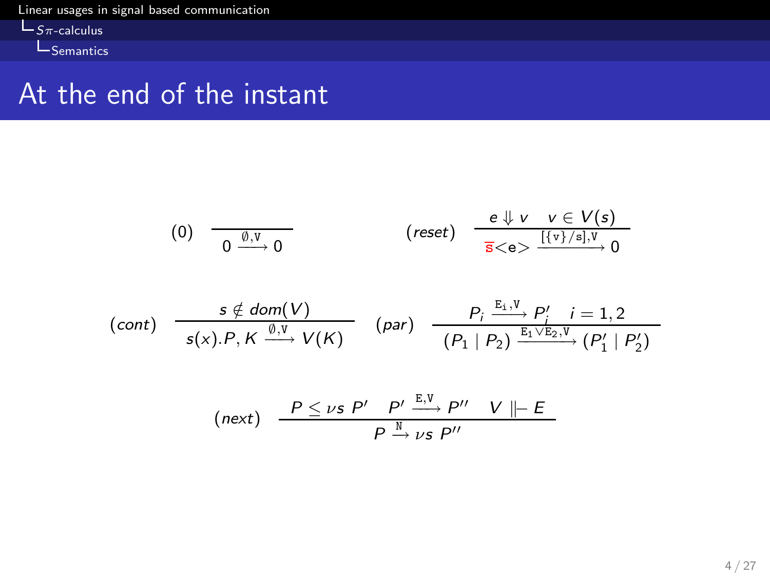# At the end of the instant

$$(0) \quad \frac{}{0 \xrightarrow{\emptyset, V} 0} \qquad (reset) \quad \frac{e \Downarrow v \quad v \in V(s)}{\overline{s}\texttt{<e>} \xrightarrow{[\{v\}/s], V} 0}$$

$$(cont) \quad \frac{s \notin dom(V)}{s(x).P, K \xrightarrow{\emptyset, V} V(K)} \qquad (par) \quad \frac{P_i \xrightarrow{E_i, V} P_i' \quad i = 1, 2}{(P_1 \mid P_2) \xrightarrow{E_1 \vee E_2, V} (P_1' \mid P_2')}$$

$$(next) \quad \frac{P \leq \nu s\ P' \quad P' \xrightarrow{E, V} P'' \quad V \Vdash E}{P \xrightarrow{N} \nu s\ P''}$$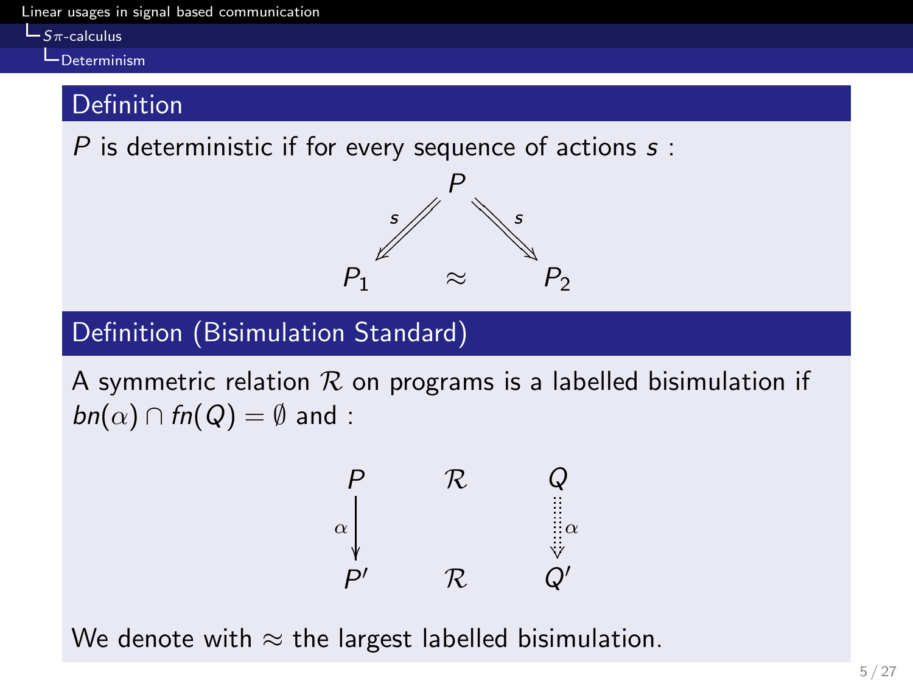## Definition

$P$ is deterministic if for every sequence of actions $s$ :

$$
\begin{array}{ccc}
 & P & \\
\overset{s}{\swarrow} & & \overset{s}{\searrow} \\
P_1 & \approx & P_2
\end{array}
$$

## Definition (Bisimulation Standard)

A symmetric relation $\mathcal{R}$ on programs is a labelled bisimulation if $bn(\alpha) \cap fn(Q) = \emptyset$ and :

$$
\begin{array}{ccc}
P & \mathcal{R} & Q \\
\alpha \downarrow & & \Downarrow \alpha \\
P' & \mathcal{R} & Q'
\end{array}
$$

We denote with $\approx$ the largest labelled bisimulation.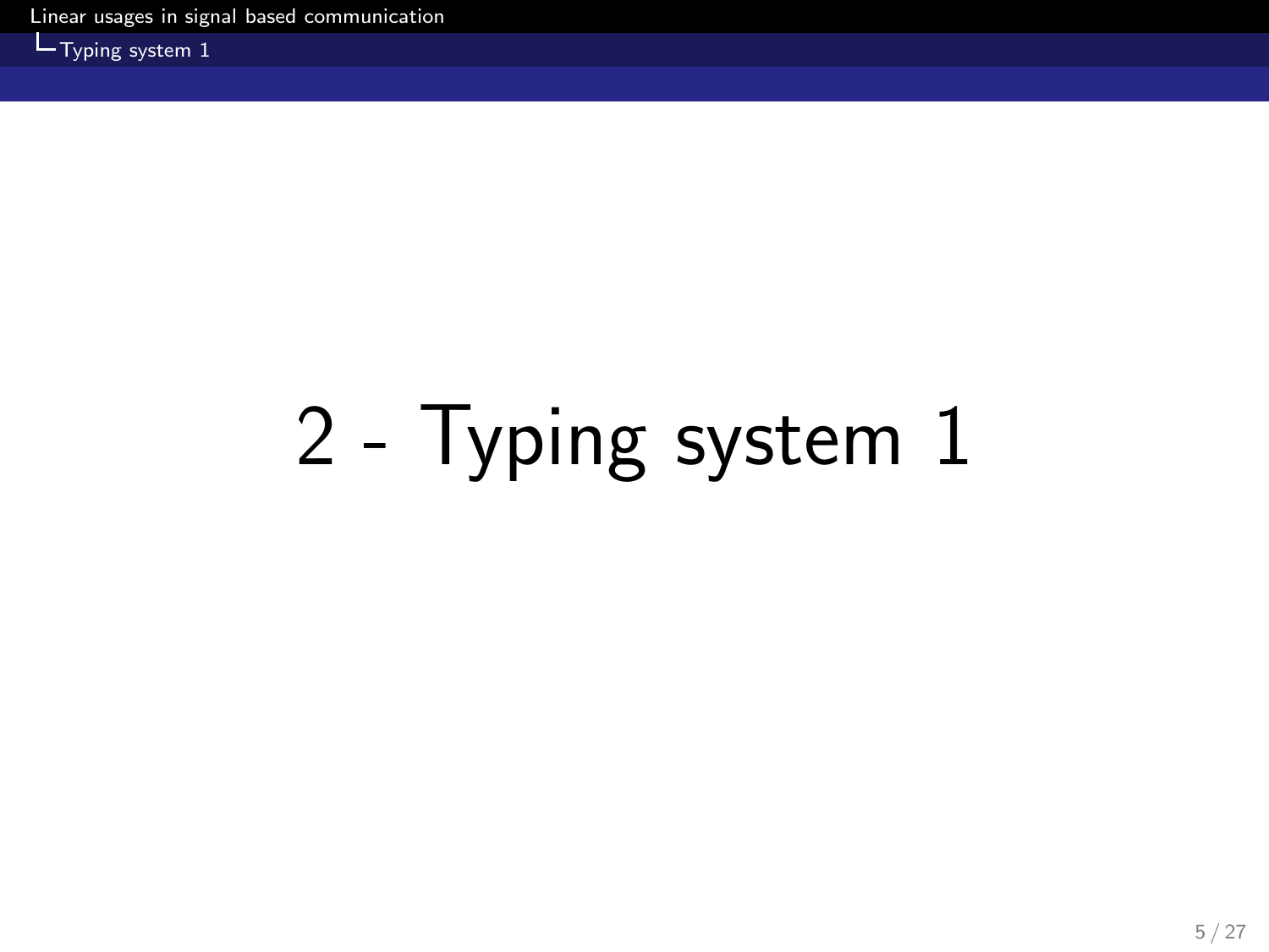# 2 - Typing system 1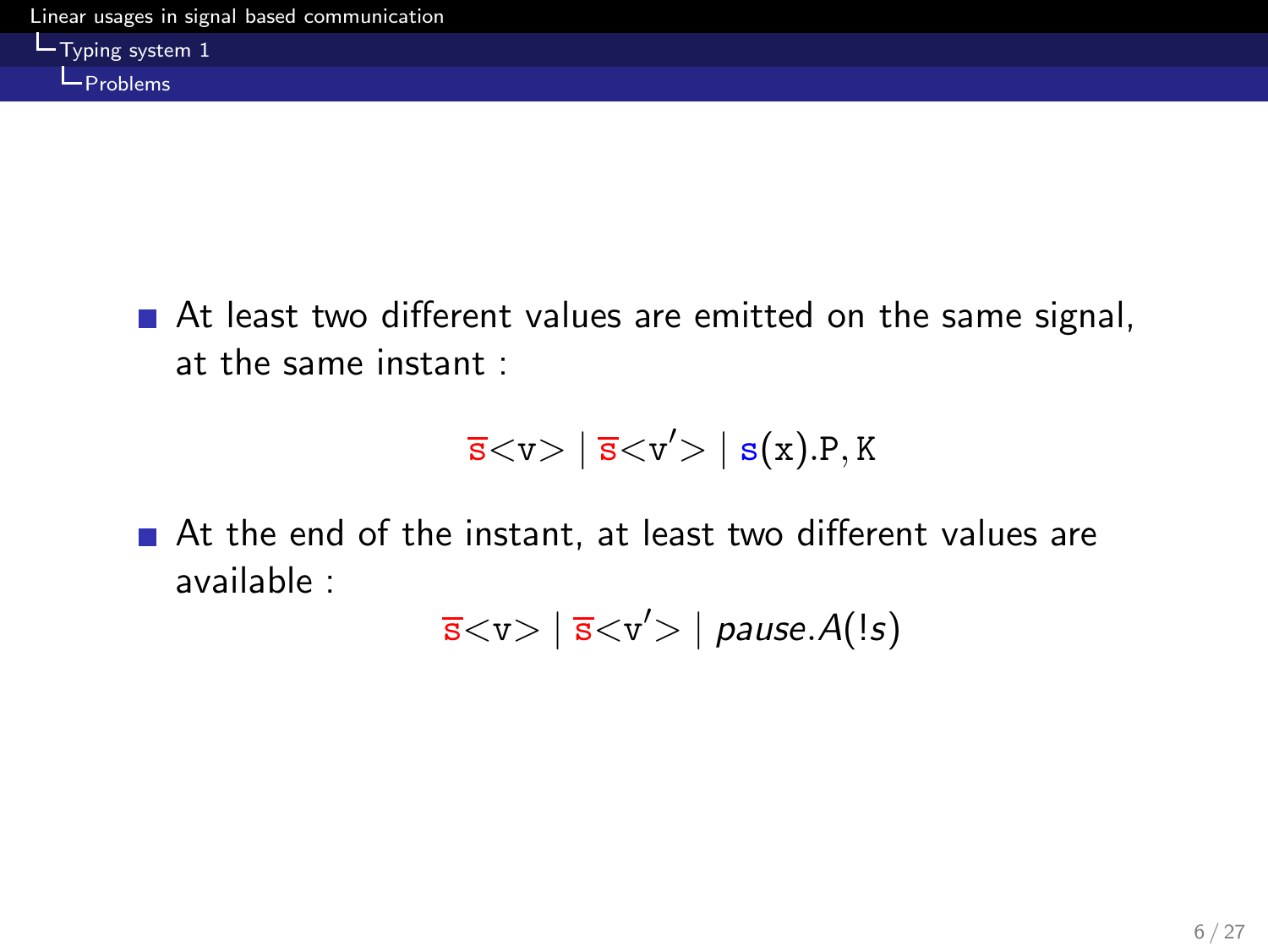- At least two different values are emitted on the same signal, at the same instant :

$$\overline{\mathtt{s}}{<}\mathtt{v}{>} \mid \overline{\mathtt{s}}{<}\mathtt{v}'{>} \mid \mathtt{s}(\mathtt{x}).\mathtt{P}, \mathtt{K}$$

- At the end of the instant, at least two different values are available :

$$\overline{\mathtt{s}}{<}\mathtt{v}{>} \mid \overline{\mathtt{s}}{<}\mathtt{v}'{>} \mid \mathit{pause}.A(!s)$$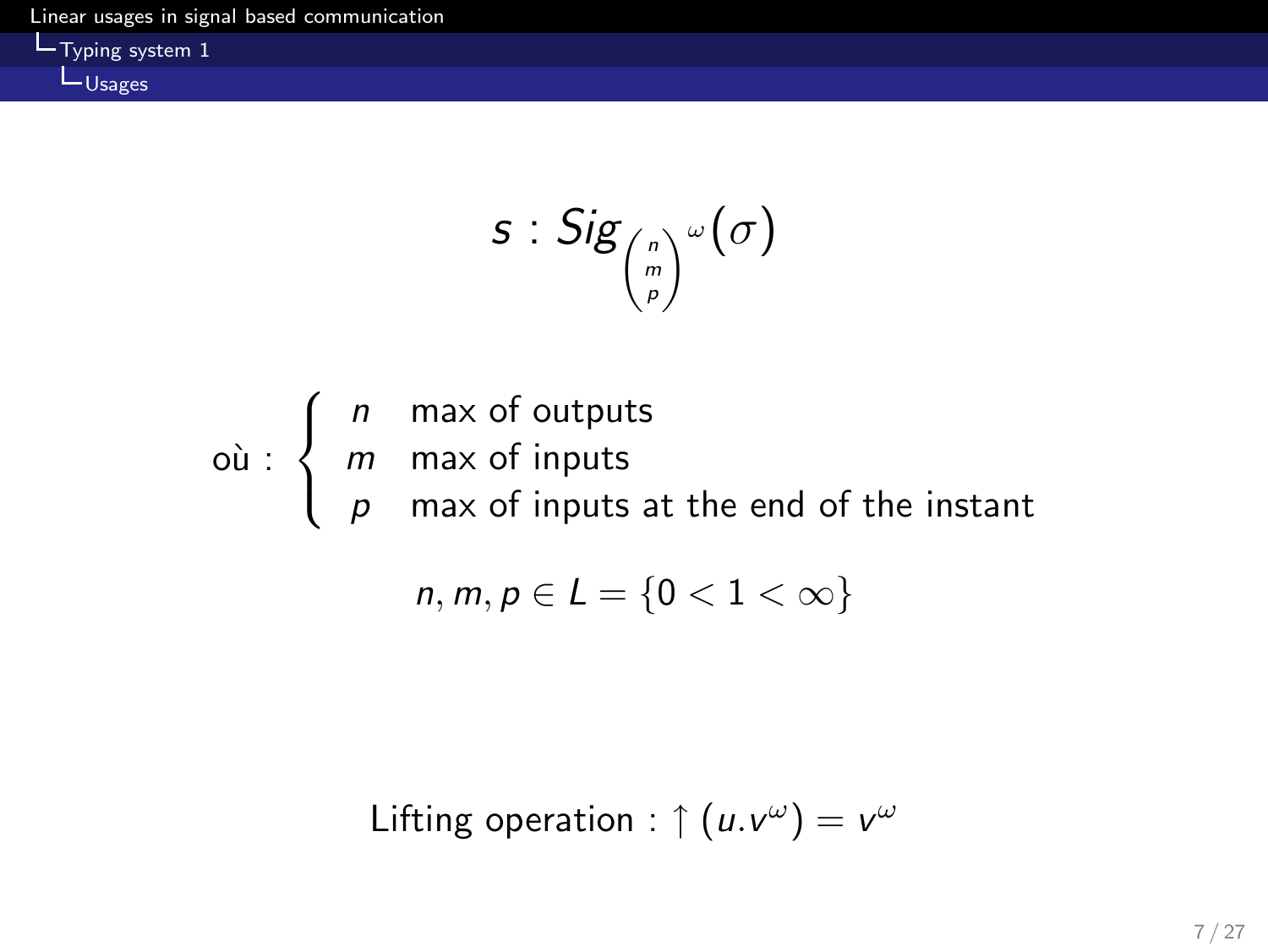$$s : Sig_{\begin{pmatrix} n \\ m \\ p \end{pmatrix}}{}^{\omega}(\sigma)$$

$$\text{où} : \begin{cases} n & \text{max of outputs} \\ m & \text{max of inputs} \\ p & \text{max of inputs at the end of the instant} \end{cases}$$

$$n, m, p \in L = \{0 < 1 < \infty\}$$

Lifting operation : $\uparrow (u.v^{\omega}) = v^{\omega}$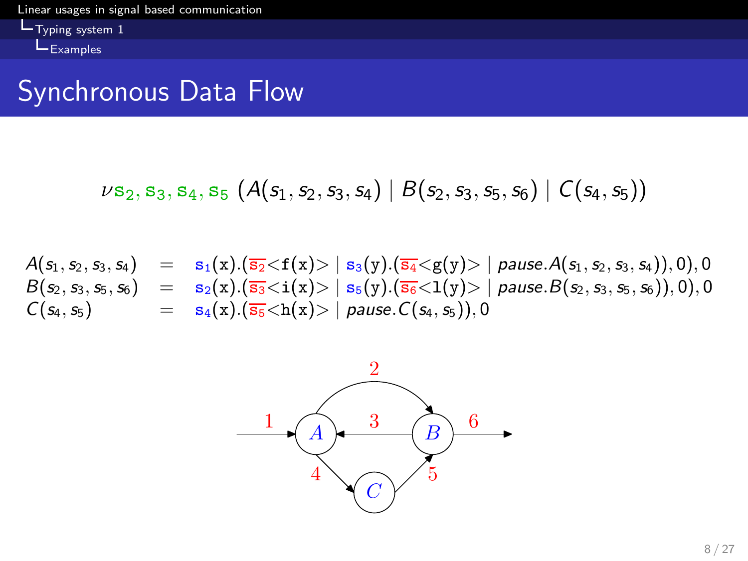# Synchronous Data Flow

$$\nu \mathtt{s}_2, \mathtt{s}_3, \mathtt{s}_4, \mathtt{s}_5\ (A(s_1, s_2, s_3, s_4) \mid B(s_2, s_3, s_5, s_6) \mid C(s_4, s_5))$$

$$
\begin{array}{lcl}
A(s_1, s_2, s_3, s_4) & = & \mathtt{s}_1(\mathtt{x}).(\overline{\mathtt{s}_2}\mathtt{<f(x)>} \mid \mathtt{s}_3(\mathtt{y}).(\overline{\mathtt{s}_4}\mathtt{<g(y)>} \mid \mathit{pause}.A(s_1, s_2, s_3, s_4)), 0), 0 \\
B(s_2, s_3, s_5, s_6) & = & \mathtt{s}_2(\mathtt{x}).(\overline{\mathtt{s}_3}\mathtt{<i(x)>} \mid \mathtt{s}_5(\mathtt{y}).(\overline{\mathtt{s}_6}\mathtt{<l(y)>} \mid \mathit{pause}.B(s_2, s_3, s_5, s_6)), 0), 0 \\
C(s_4, s_5) & = & \mathtt{s}_4(\mathtt{x}).(\overline{\mathtt{s}_5}\mathtt{<h(x)>} \mid \mathit{pause}.C(s_4, s_5)), 0
\end{array}
$$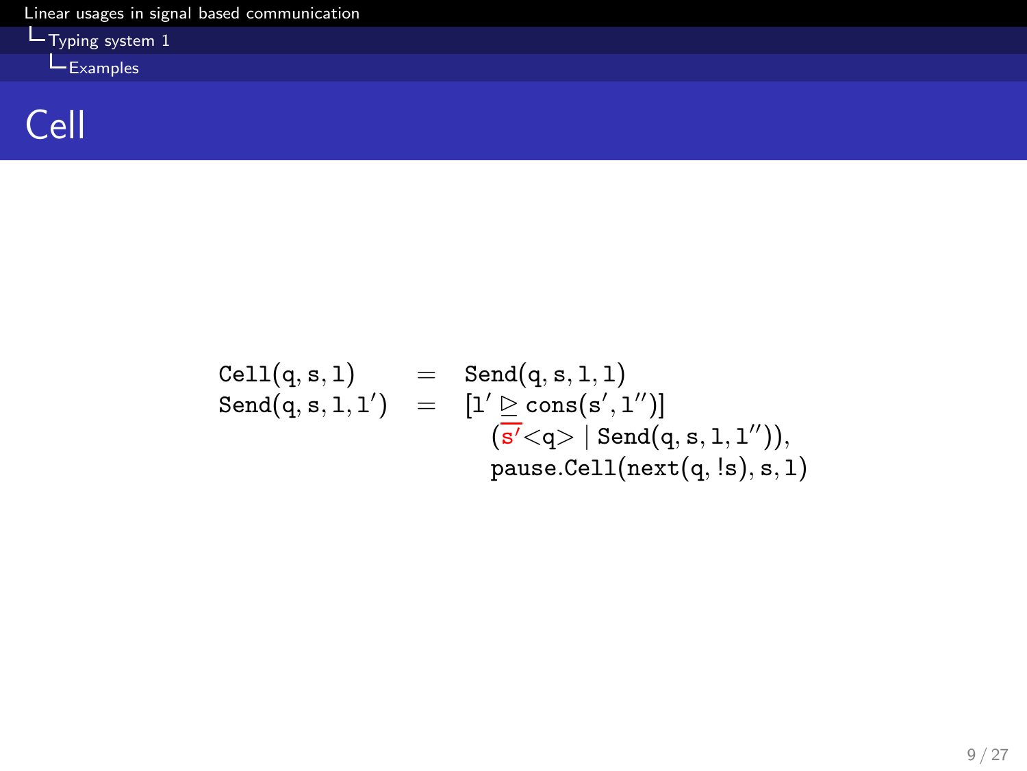# Cell

$$
\begin{array}{lcl}
\texttt{Cell}(\mathtt{q}, \mathtt{s}, \mathtt{l}) & = & \texttt{Send}(\mathtt{q}, \mathtt{s}, \mathtt{l}, \mathtt{l}) \\
\texttt{Send}(\mathtt{q}, \mathtt{s}, \mathtt{l}, \mathtt{l}') & = & [\mathtt{l}' \trianglerighteq \texttt{cons}(\mathtt{s}', \mathtt{l}'')] \\
 & & \quad (\overline{\mathtt{s}'}\texttt{<q>} \mid \texttt{Send}(\mathtt{q}, \mathtt{s}, \mathtt{l}, \mathtt{l}'')), \\
 & & \quad \texttt{pause.Cell}(\texttt{next}(\mathtt{q}, !\mathtt{s}), \mathtt{s}, \mathtt{l})
\end{array}
$$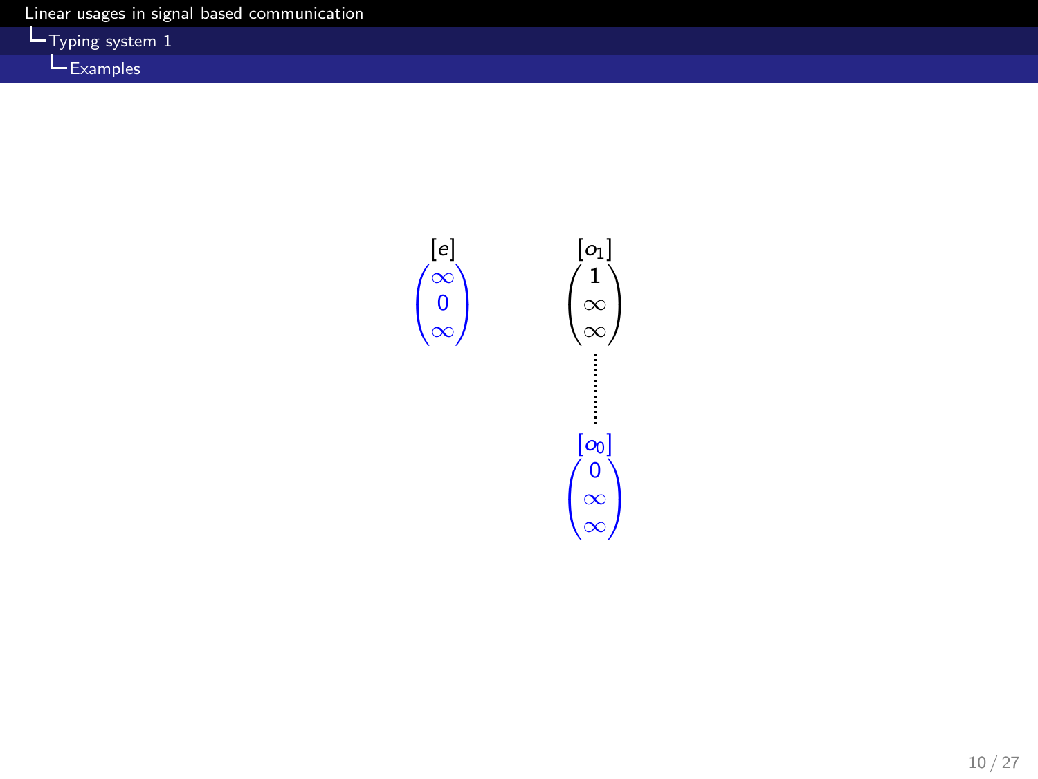$[e]$
$$\begin{pmatrix} \infty \\ 0 \\ \infty \end{pmatrix}$$

$[o_1]$
$$\begin{pmatrix} 1 \\ \infty \\ \infty \end{pmatrix}$$

$[o_0]$
$$\begin{pmatrix} 0 \\ \infty \\ \infty \end{pmatrix}$$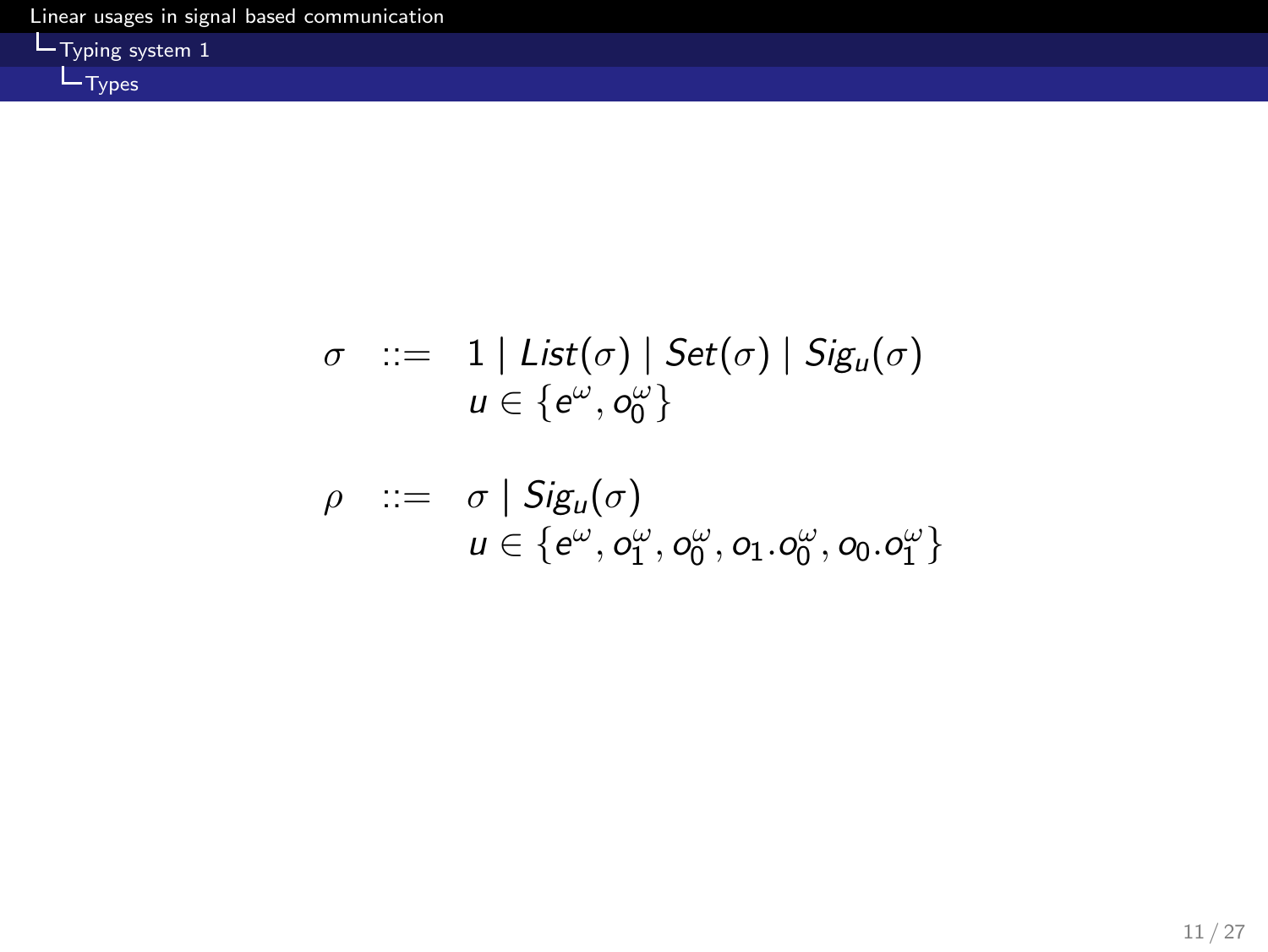$$
\begin{array}{rcl}
\sigma & ::= & 1 \mid List(\sigma) \mid Set(\sigma) \mid Sig_u(\sigma) \\
 & & u \in \{e^\omega, o_0^\omega\}
\end{array}
$$

$$
\begin{array}{rcl}
\rho & ::= & \sigma \mid Sig_u(\sigma) \\
 & & u \in \{e^\omega, o_1^\omega, o_0^\omega, o_1.o_0^\omega, o_0.o_1^\omega\}
\end{array}
$$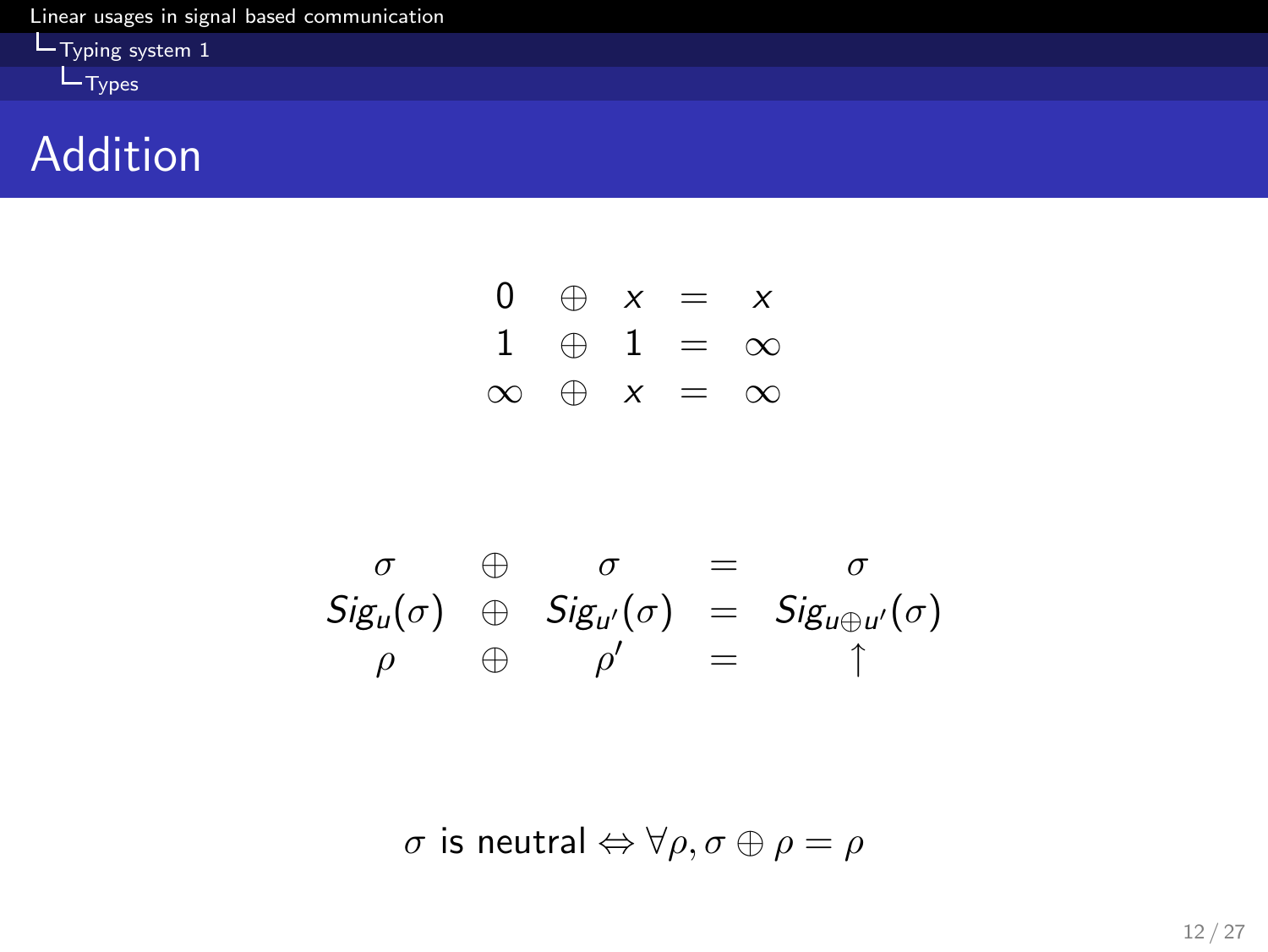# Addition

$$
\begin{array}{ccccc}
0 & \oplus & x & = & x \\
1 & \oplus & 1 & = & \infty \\
\infty & \oplus & x & = & \infty
\end{array}
$$

$$
\begin{array}{ccccc}
\sigma & \oplus & \sigma & = & \sigma \\
Sig_u(\sigma) & \oplus & Sig_{u'}(\sigma) & = & Sig_{u \oplus u'}(\sigma) \\
\rho & \oplus & \rho' & = & \uparrow
\end{array}
$$

$\sigma$ is neutral $\Leftrightarrow \forall \rho, \sigma \oplus \rho = \rho$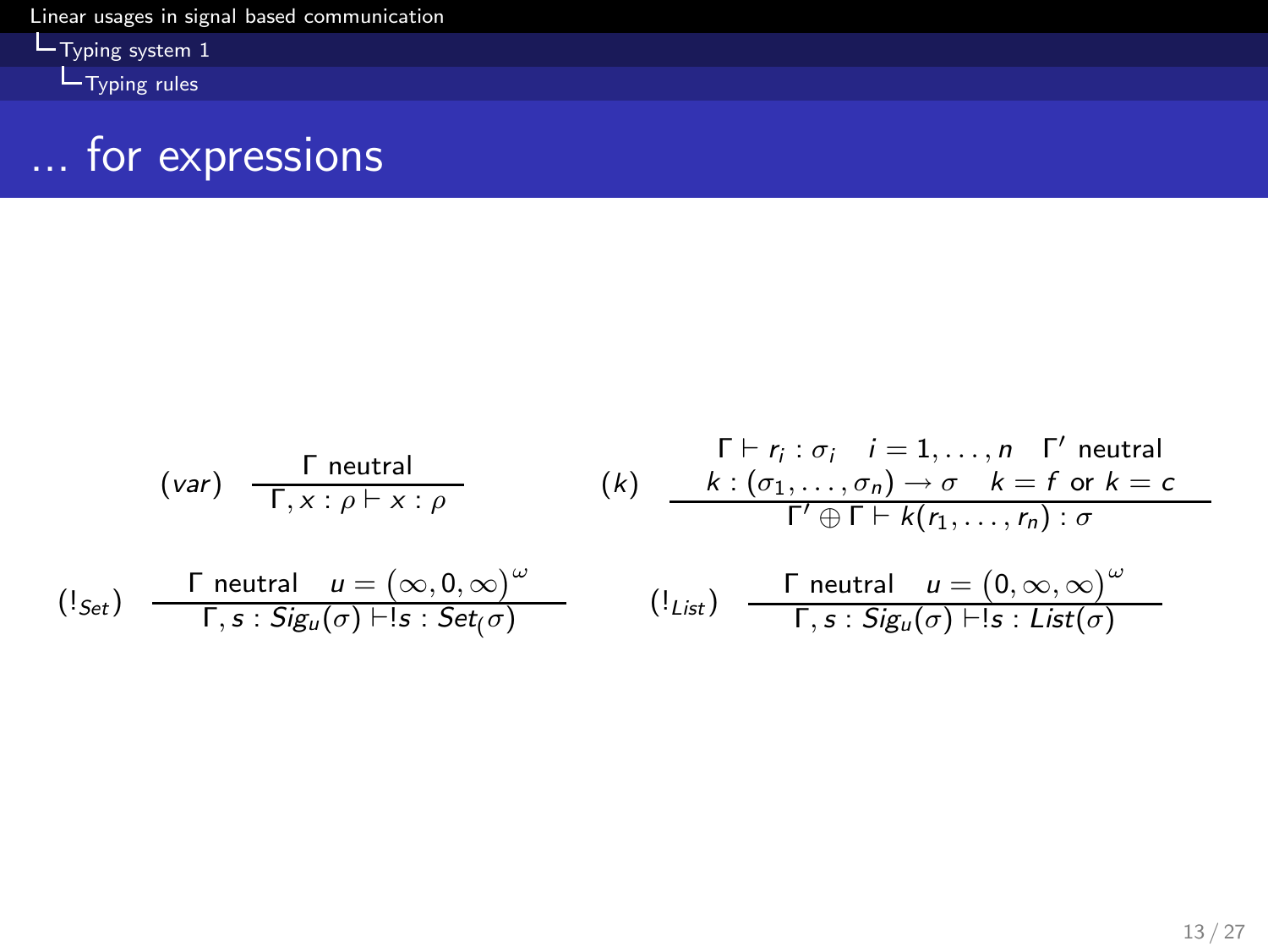# … for expressions

$$(var) \quad \frac{\Gamma \text{ neutral}}{\Gamma, x : \rho \vdash x : \rho}$$

$$(k) \quad \frac{\Gamma \vdash r_i : \sigma_i \quad i = 1, \dots, n \quad \Gamma' \text{ neutral} \qquad k : (\sigma_1, \dots, \sigma_n) \rightarrow \sigma \quad k = f \text{ or } k = c}{\Gamma' \oplus \Gamma \vdash k(r_1, \dots, r_n) : \sigma}$$

$$(!_{Set}) \quad \frac{\Gamma \text{ neutral} \quad u = \left(\infty, 0, \infty\right)^{\omega}}{\Gamma, s : Sig_u(\sigma) \vdash !s : Set_(\sigma)}$$

$$(!_{List}) \quad \frac{\Gamma \text{ neutral} \quad u = \left(0, \infty, \infty\right)^{\omega}}{\Gamma, s : Sig_u(\sigma) \vdash !s : List(\sigma)}$$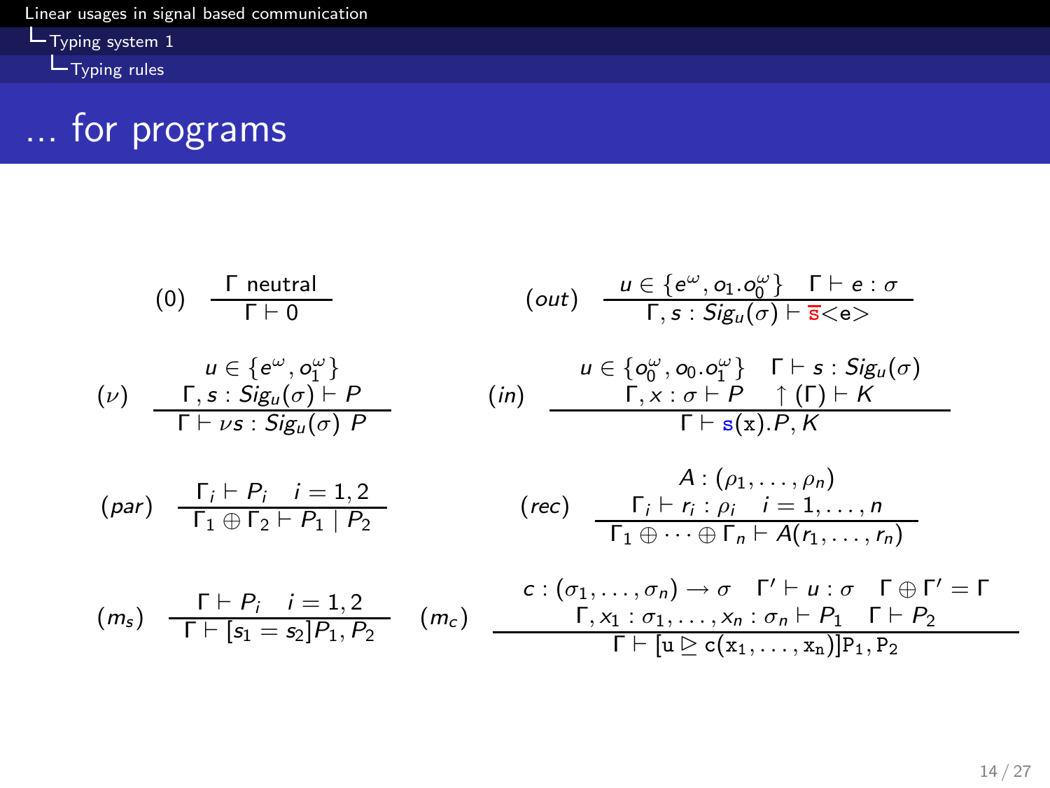# ... for programs

$$(0)\quad \frac{\Gamma \text{ neutral}}{\Gamma \vdash 0}$$

$$(out)\quad \frac{u \in \{e^{\omega}, o_1.o_0^{\omega}\} \quad \Gamma \vdash e : \sigma}{\Gamma, s : Sig_u(\sigma) \vdash \overline{s}\texttt{<e>}}$$

$$(\nu)\quad \frac{\begin{array}{c} u \in \{e^{\omega}, o_1^{\omega}\} \\ \Gamma, s : Sig_u(\sigma) \vdash P \end{array}}{\Gamma \vdash \nu s : Sig_u(\sigma)\ P}$$

$$(in)\quad \frac{\begin{array}{c} u \in \{o_0^{\omega}, o_0.o_1^{\omega}\} \quad \Gamma \vdash s : Sig_u(\sigma) \\ \Gamma, x : \sigma \vdash P \quad \uparrow(\Gamma) \vdash K \end{array}}{\Gamma \vdash \texttt{s(x)}.P, K}$$

$$(par)\quad \frac{\Gamma_i \vdash P_i \quad i = 1,2}{\Gamma_1 \oplus \Gamma_2 \vdash P_1 \mid P_2}$$

$$(rec)\quad \frac{\begin{array}{c} A : (\rho_1, \ldots, \rho_n) \\ \Gamma_i \vdash r_i : \rho_i \quad i = 1, \ldots, n \end{array}}{\Gamma_1 \oplus \cdots \oplus \Gamma_n \vdash A(r_1, \ldots, r_n)}$$

$$(m_s)\quad \frac{\Gamma \vdash P_i \quad i = 1,2}{\Gamma \vdash [s_1 = s_2]P_1, P_2}$$

$$(m_c)\quad \frac{\begin{array}{c} c : (\sigma_1, \ldots, \sigma_n) \rightarrow \sigma \quad \Gamma' \vdash u : \sigma \quad \Gamma \oplus \Gamma' = \Gamma \\ \Gamma, x_1 : \sigma_1, \ldots, x_n : \sigma_n \vdash P_1 \quad \Gamma \vdash P_2 \end{array}}{\Gamma \vdash [\mathtt{u} \trianglerighteq \mathtt{c}(\mathtt{x}_1, \ldots, \mathtt{x}_n)]\mathtt{P}_1, \mathtt{P}_2}$$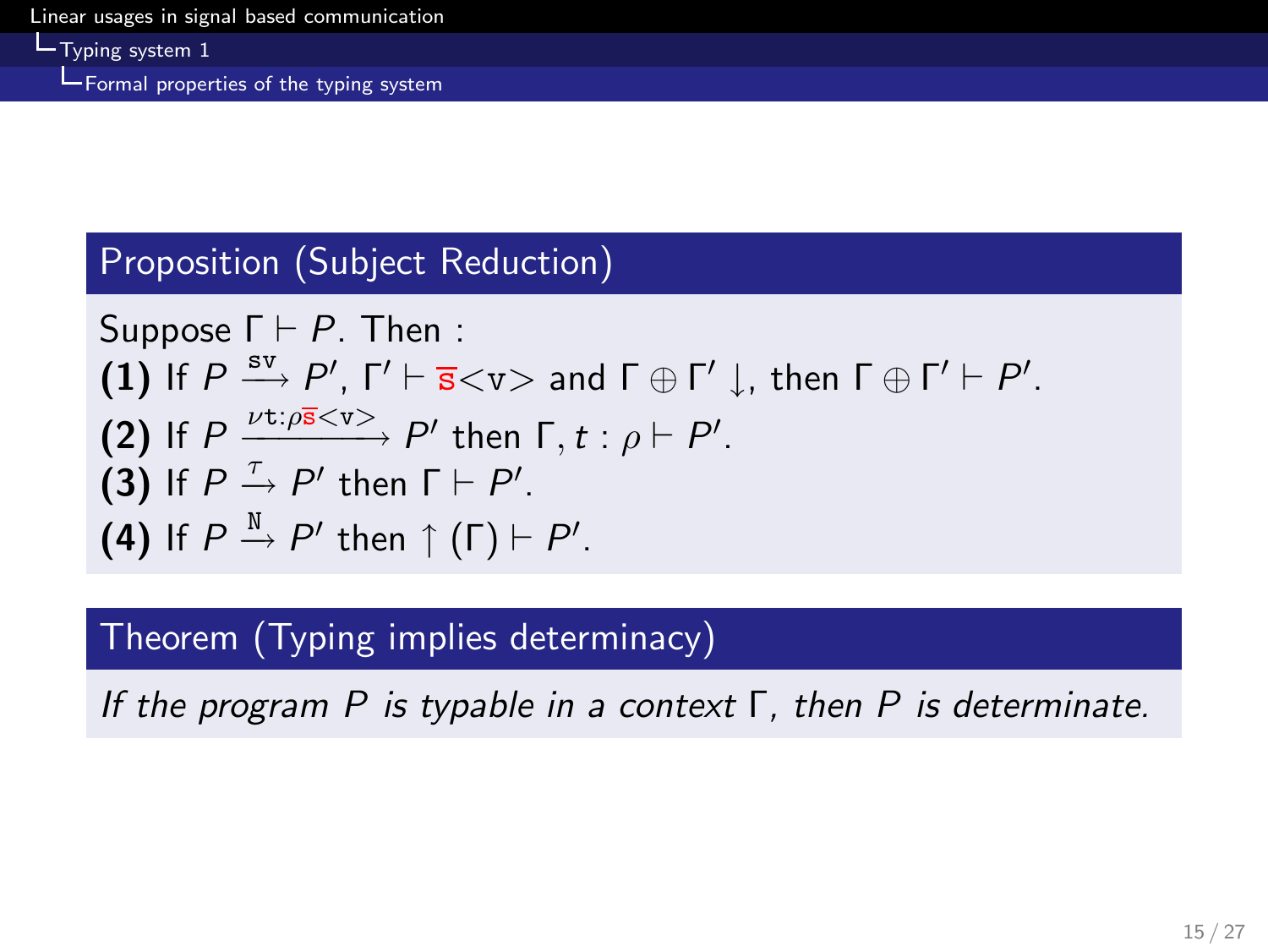**Proposition (Subject Reduction)**

Suppose $\Gamma \vdash P$. Then :

**(1)** If $P \xrightarrow{\texttt{sv}} P'$, $\Gamma' \vdash \overline{\texttt{s}}\texttt{<v>}$ and $\Gamma \oplus \Gamma' \downarrow$, then $\Gamma \oplus \Gamma' \vdash P'$.

**(2)** If $P \xrightarrow{\nu \texttt{t}:\rho \overline{\texttt{s}}\texttt{<v>}} P'$ then $\Gamma, t : \rho \vdash P'$.

**(3)** If $P \xrightarrow{\tau} P'$ then $\Gamma \vdash P'$.

**(4)** If $P \xrightarrow{\texttt{N}} P'$ then $\uparrow(\Gamma) \vdash P'$.

**Theorem (Typing implies determinacy)**

*If the program $P$ is typable in a context $\Gamma$, then $P$ is determinate.*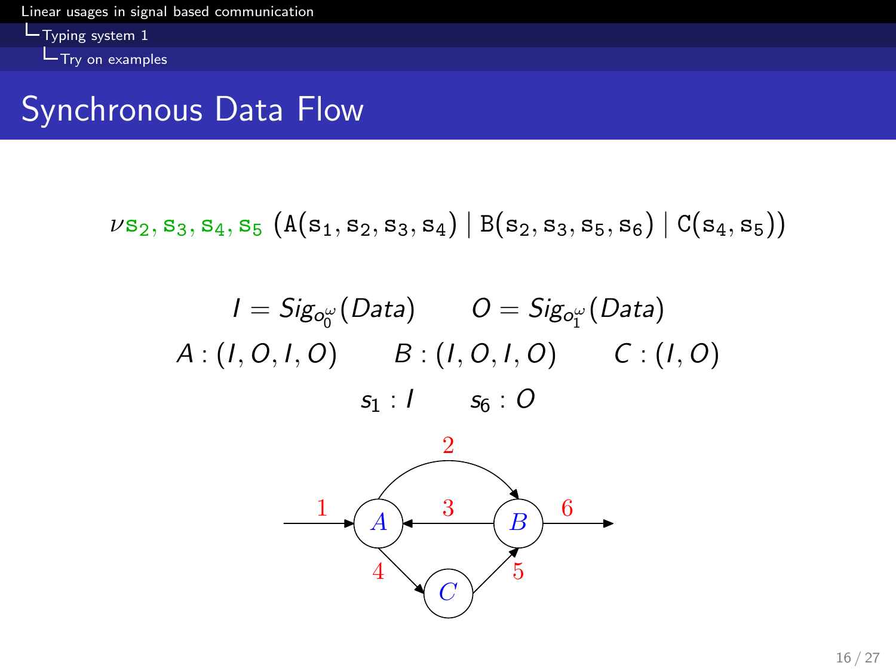# Synchronous Data Flow

$$\nu \mathtt{s}_2, \mathtt{s}_3, \mathtt{s}_4, \mathtt{s}_5 \; (\mathtt{A}(\mathtt{s}_1, \mathtt{s}_2, \mathtt{s}_3, \mathtt{s}_4) \mid \mathtt{B}(\mathtt{s}_2, \mathtt{s}_3, \mathtt{s}_5, \mathtt{s}_6) \mid \mathtt{C}(\mathtt{s}_4, \mathtt{s}_5))$$

$$I = Sig_{o_0^\omega}(Data) \qquad O = Sig_{o_1^\omega}(Data)$$

$$A : (I, O, I, O) \qquad B : (I, O, I, O) \qquad C : (I, O)$$

$$s_1 : I \qquad s_6 : O$$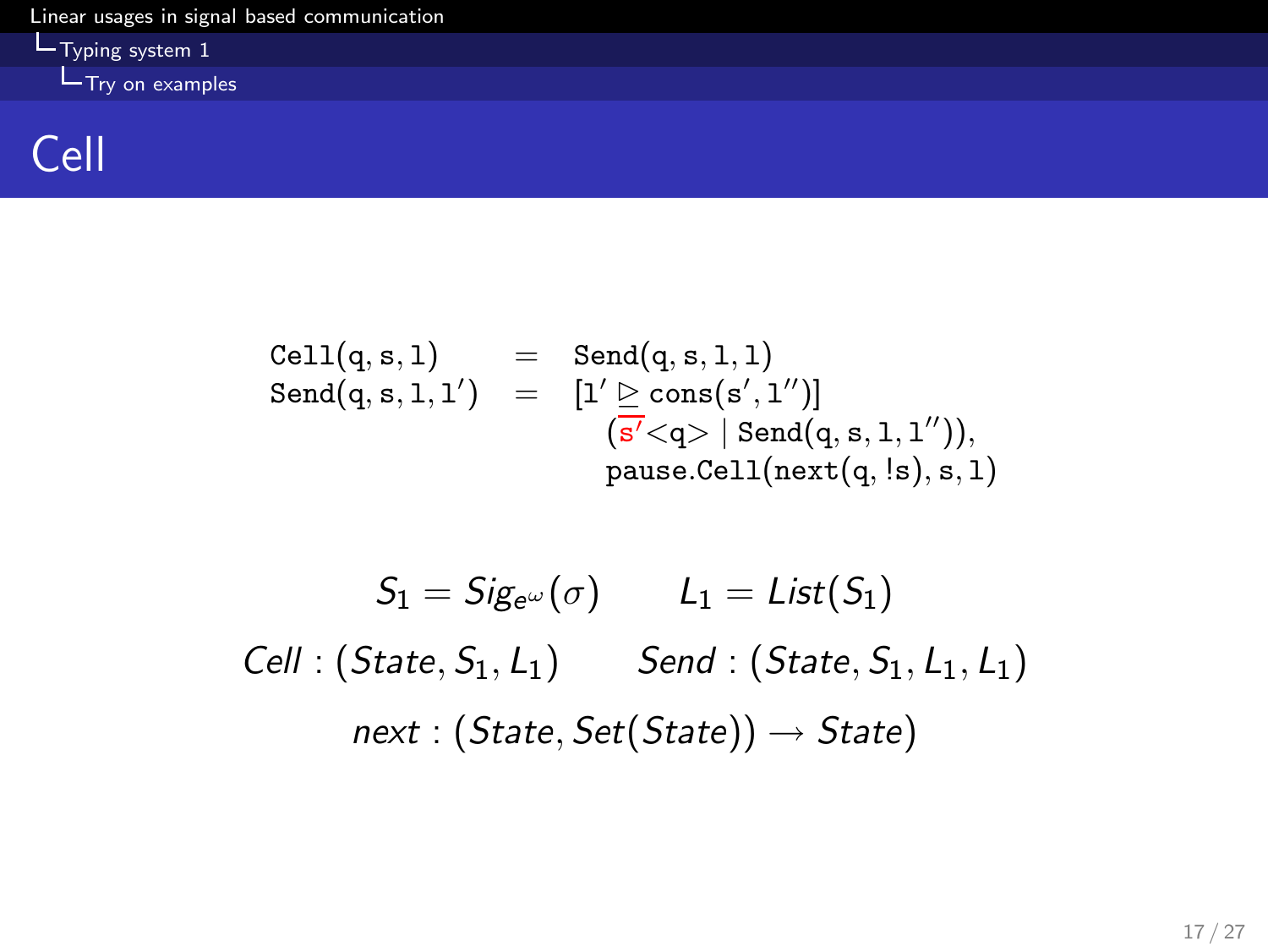# Cell

$$
\begin{array}{lcl}
\texttt{Cell}(\texttt{q}, \texttt{s}, \texttt{l}) & = & \texttt{Send}(\texttt{q}, \texttt{s}, \texttt{l}, \texttt{l}) \\
\texttt{Send}(\texttt{q}, \texttt{s}, \texttt{l}, \texttt{l}') & = & [\texttt{l}' \trianglerighteq \texttt{cons}(\texttt{s}', \texttt{l}'')] \\
 & & \quad (\overline{\texttt{s}'}\texttt{<q>} \mid \texttt{Send}(\texttt{q}, \texttt{s}, \texttt{l}, \texttt{l}'')), \\
 & & \quad \texttt{pause.Cell}(\texttt{next}(\texttt{q}, !\texttt{s}), \texttt{s}, \texttt{l})
\end{array}
$$

$$S_1 = Sig_{e^\omega}(\sigma) \qquad L_1 = List(S_1)$$

$$Cell : (State, S_1, L_1) \qquad Send : (State, S_1, L_1, L_1)$$

$$next : (State, Set(State)) \to State$$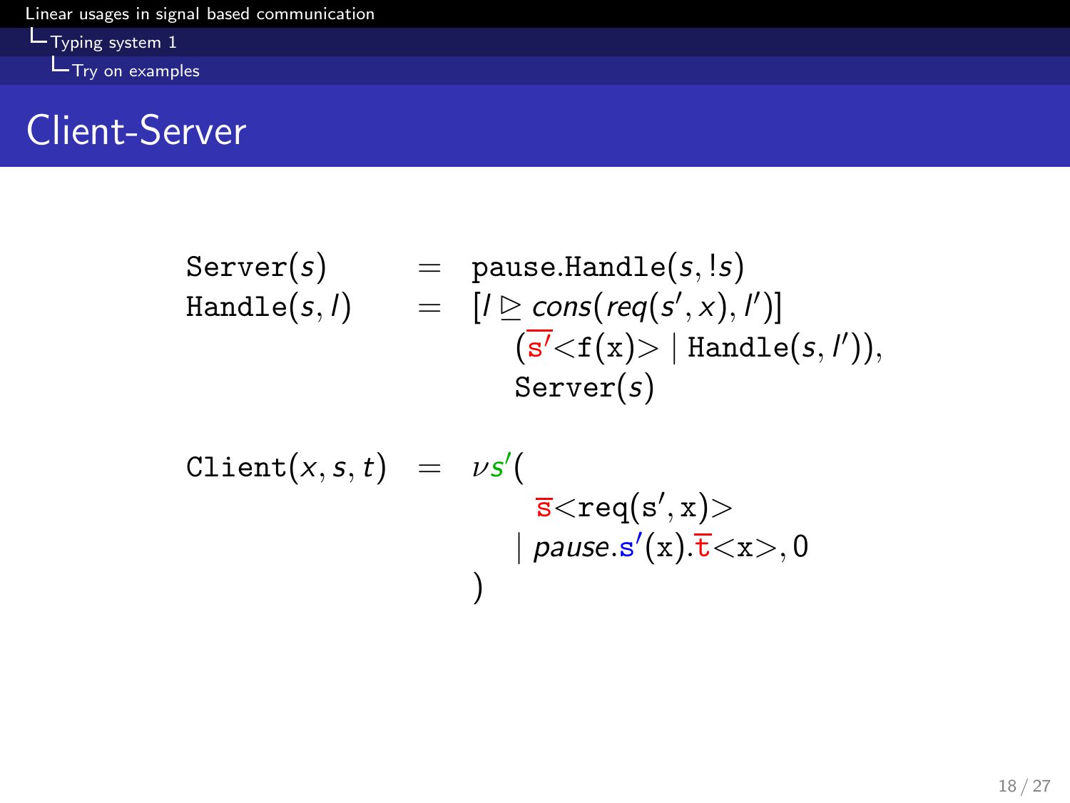# Client-Server

$$
\begin{array}{lcl}
\texttt{Server}(s) & = & \texttt{pause.Handle}(s, !s) \\
\texttt{Handle}(s, l) & = & [l \trianglerighteq \mathit{cons}(\mathit{req}(s', x), l')] \\
& & \quad (\overline{\mathtt{s'}}\texttt{<f(x)>} \mid \texttt{Handle}(s, l')), \\
& & \quad \texttt{Server}(s)
\end{array}
$$

$$
\begin{array}{lcl}
\texttt{Client}(x, s, t) & = & \nu s'( \\
& & \quad \overline{\mathtt{s}}\texttt{<req(s',x)>} \\
& & \quad \mid \mathit{pause}.\mathtt{s'}(\mathtt{x}).\overline{\mathtt{t}}\texttt{<x>}, 0 \\
& & )
\end{array}
$$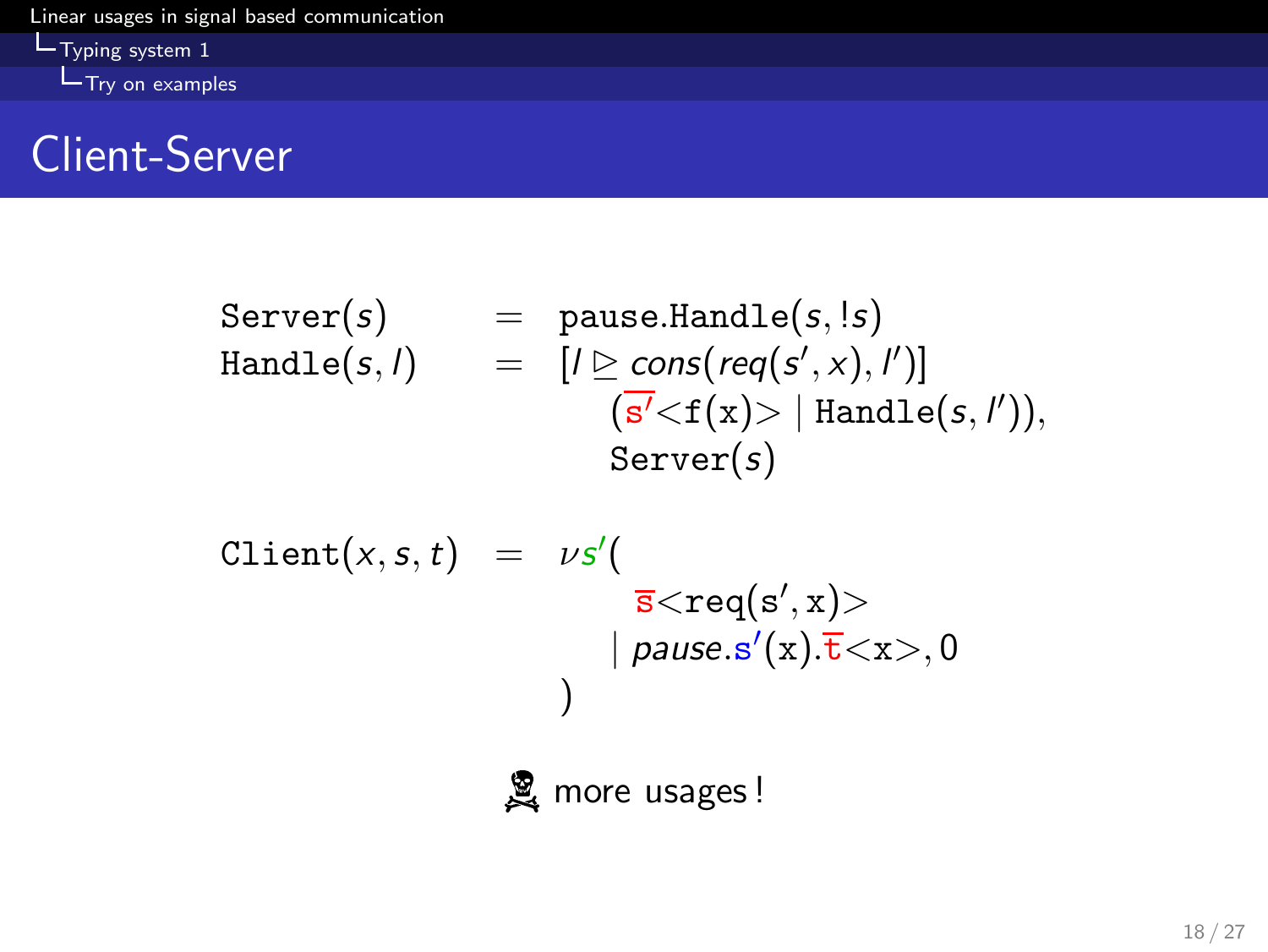# Client-Server

$$
\begin{array}{lcl}
\texttt{Server}(s) & = & \texttt{pause}.\texttt{Handle}(s, !s) \\
\texttt{Handle}(s, l) & = & [l \trianglerighteq \mathit{cons}(\mathit{req}(s', x), l')] \\
 & & \quad (\overline{\texttt{s}'}\texttt{<f(x)>} \mid \texttt{Handle}(s, l')), \\
 & & \quad \texttt{Server}(s)
\end{array}
$$

$$
\begin{array}{lcl}
\texttt{Client}(x, s, t) & = & \nu s'( \\
 & & \quad \overline{\texttt{s}}\texttt{<req(s',x)>} \\
 & & \quad \mid \mathit{pause}.\texttt{s}'(\texttt{x}).\overline{\texttt{t}}\texttt{<x>}, 0 \\
 & & )
\end{array}
$$

☠ more usages !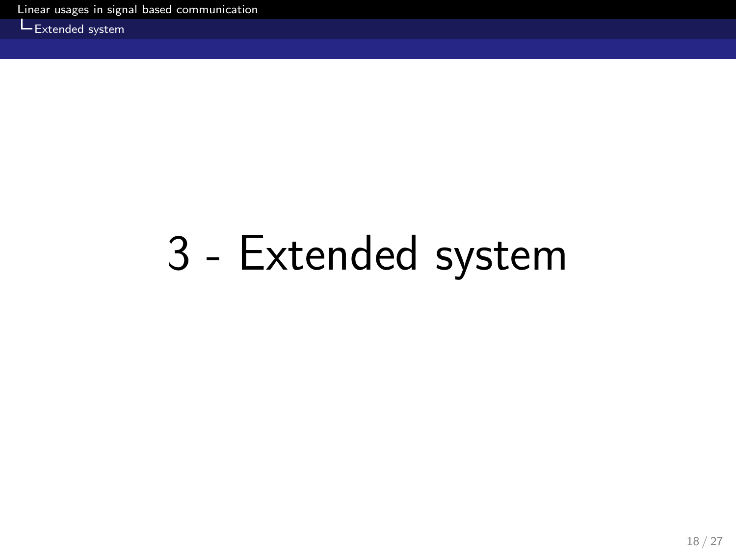# 3 - Extended system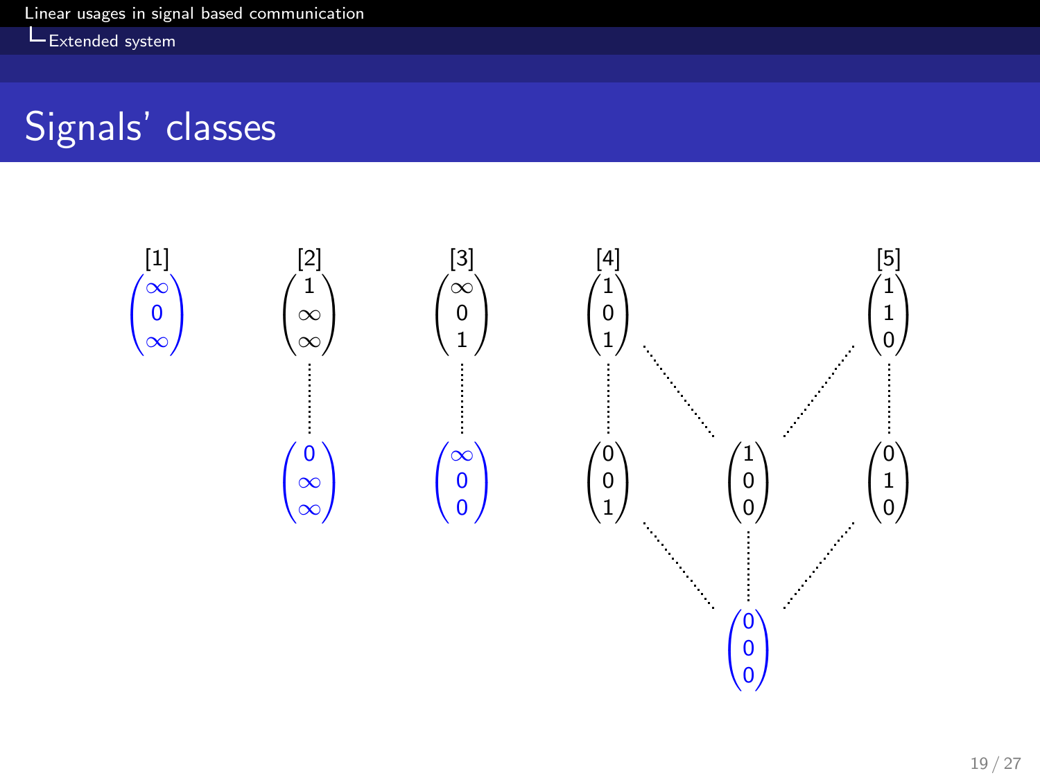# Signals' classes

[1] $\begin{pmatrix}\infty\\0\\\infty\end{pmatrix}$

[2] $\begin{pmatrix}1\\\infty\\\infty\end{pmatrix}$ ⋯ $\begin{pmatrix}0\\\infty\\\infty\end{pmatrix}$

[3] $\begin{pmatrix}\infty\\0\\1\end{pmatrix}$ ⋯ $\begin{pmatrix}\infty\\0\\0\end{pmatrix}$

[4] $\begin{pmatrix}1\\0\\1\end{pmatrix}$ ⋯ $\begin{pmatrix}0\\0\\1\end{pmatrix}$, $\begin{pmatrix}1\\0\\0\end{pmatrix}$

[5] $\begin{pmatrix}1\\1\\0\end{pmatrix}$ ⋯ $\begin{pmatrix}1\\0\\0\end{pmatrix}$, $\begin{pmatrix}0\\1\\0\end{pmatrix}$

$\begin{pmatrix}0\\0\\1\end{pmatrix}$, $\begin{pmatrix}1\\0\\0\end{pmatrix}$, $\begin{pmatrix}0\\1\\0\end{pmatrix}$ ⋯ $\begin{pmatrix}0\\0\\0\end{pmatrix}$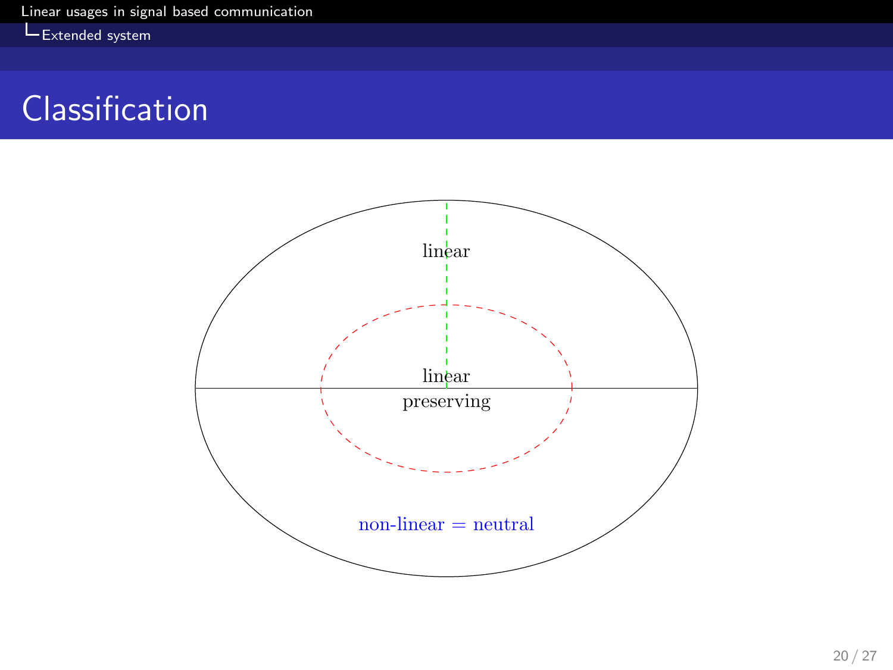# Classification

linear

linear

preserving

non-linear = neutral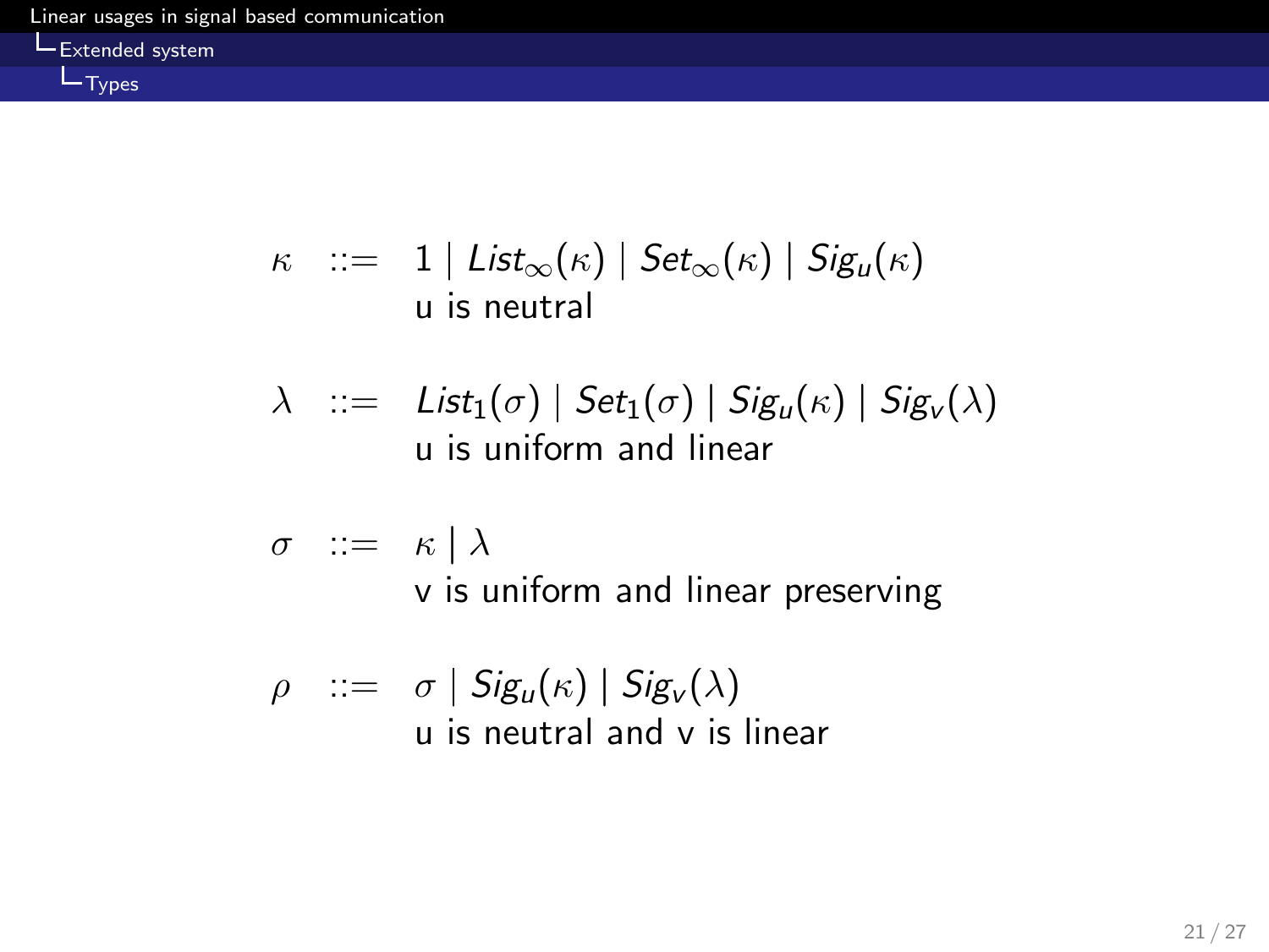$$\kappa \quad ::= \quad 1 \mid List_\infty(\kappa) \mid Set_\infty(\kappa) \mid Sig_u(\kappa)$$

u is neutral

$$\lambda \quad ::= \quad List_1(\sigma) \mid Set_1(\sigma) \mid Sig_u(\kappa) \mid Sig_v(\lambda)$$

u is uniform and linear

$$\sigma \quad ::= \quad \kappa \mid \lambda$$

v is uniform and linear preserving

$$\rho \quad ::= \quad \sigma \mid Sig_u(\kappa) \mid Sig_v(\lambda)$$

u is neutral and v is linear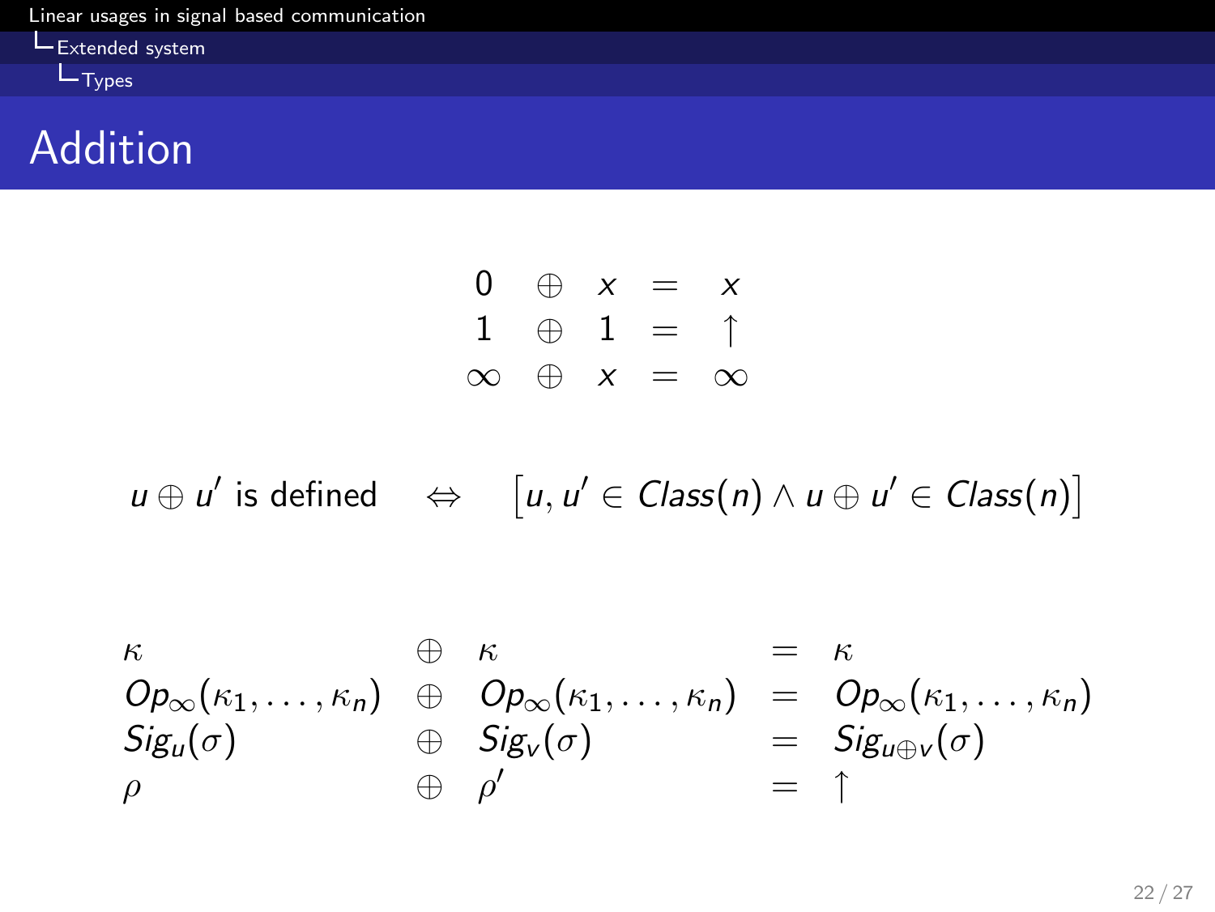# Addition

$$
\begin{array}{cccc}
0 & \oplus & x & = & x \\
1 & \oplus & 1 & = & \uparrow \\
\infty & \oplus & x & = & \infty
\end{array}
$$

$$
u \oplus u' \text{ is defined} \quad \Leftrightarrow \quad \left[u, u' \in Class(n) \wedge u \oplus u' \in Class(n)\right]
$$

$$
\begin{array}{lclcl}
\kappa & \oplus & \kappa & = & \kappa \\
Op_\infty(\kappa_1, \ldots, \kappa_n) & \oplus & Op_\infty(\kappa_1, \ldots, \kappa_n) & = & Op_\infty(\kappa_1, \ldots, \kappa_n) \\
Sig_u(\sigma) & \oplus & Sig_v(\sigma) & = & Sig_{u \oplus v}(\sigma) \\
\rho & \oplus & \rho' & = & \uparrow
\end{array}
$$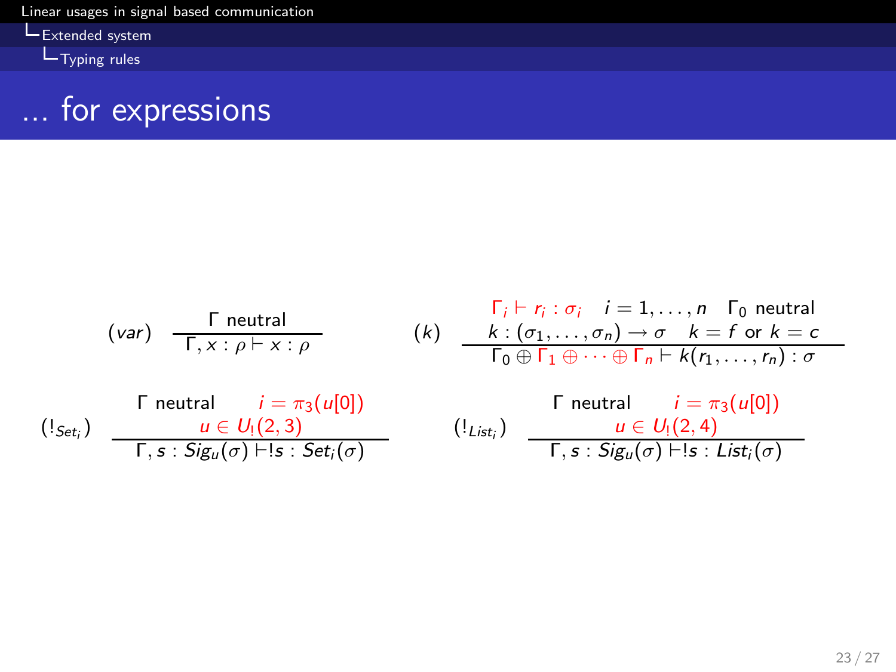# … for expressions

$$(var)\quad \frac{\Gamma \text{ neutral}}{\Gamma, x : \rho \vdash x : \rho}$$

$$(k)\quad \frac{\Gamma_i \vdash r_i : \sigma_i \quad i = 1, \ldots, n \quad \Gamma_0 \text{ neutral} \qquad k : (\sigma_1, \ldots, \sigma_n) \rightarrow \sigma \quad k = f \text{ or } k = c}{\Gamma_0 \oplus \Gamma_1 \oplus \cdots \oplus \Gamma_n \vdash k(r_1, \ldots, r_n) : \sigma}$$

$$(!_{Set_i})\quad \frac{\Gamma \text{ neutral} \qquad i = \pi_3(u[0]) \qquad u \in U_!(2,3)}{\Gamma, s : Sig_u(\sigma) \vdash !s : Set_i(\sigma)}$$

$$(!_{List_i})\quad \frac{\Gamma \text{ neutral} \qquad i = \pi_3(u[0]) \qquad u \in U_!(2,4)}{\Gamma, s : Sig_u(\sigma) \vdash !s : List_i(\sigma)}$$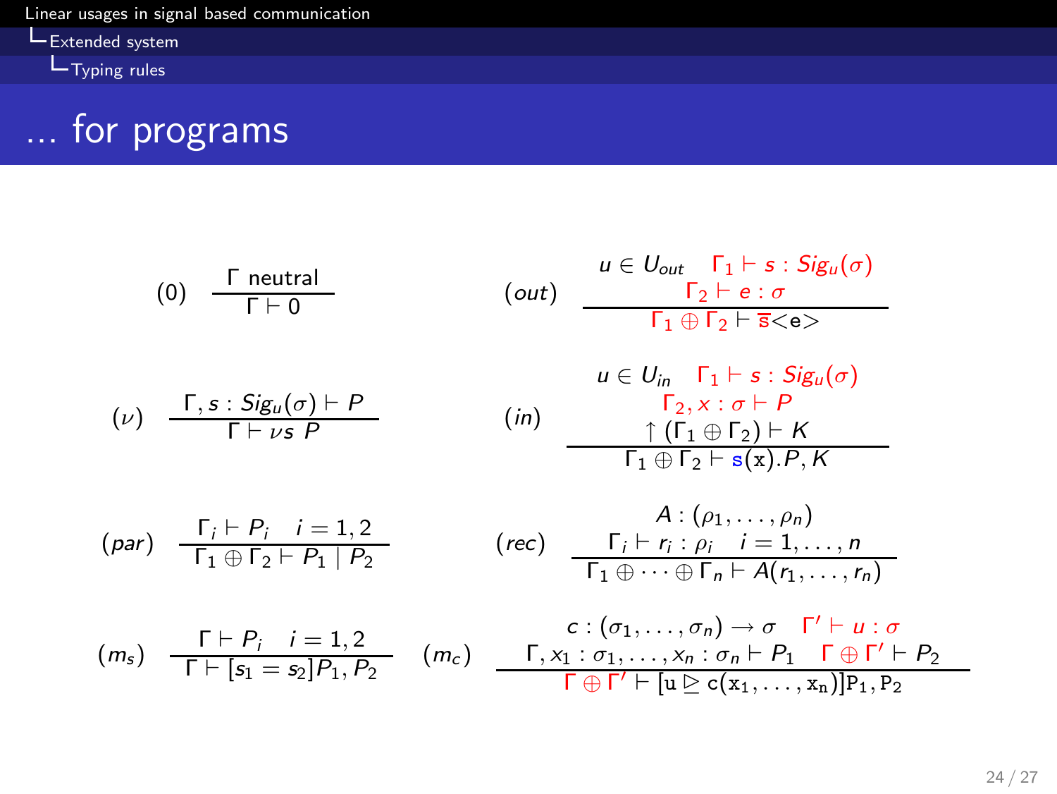# … for programs

$$(0)\quad \frac{\Gamma \text{ neutral}}{\Gamma \vdash 0}$$

$$(out)\quad \frac{u \in U_{out} \quad \Gamma_1 \vdash s : Sig_u(\sigma) \quad \Gamma_2 \vdash e : \sigma}{\Gamma_1 \oplus \Gamma_2 \vdash \overline{\mathtt{s}}\texttt{<e>}}$$

$$(\nu)\quad \frac{\Gamma, s : Sig_u(\sigma) \vdash P}{\Gamma \vdash \nu s\ P}$$

$$(in)\quad \frac{u \in U_{in} \quad \Gamma_1 \vdash s : Sig_u(\sigma) \quad \Gamma_2, x : \sigma \vdash P \quad \uparrow(\Gamma_1 \oplus \Gamma_2) \vdash K}{\Gamma_1 \oplus \Gamma_2 \vdash \mathtt{s}(\mathtt{x}).P, K}$$

$$(par)\quad \frac{\Gamma_i \vdash P_i \quad i = 1, 2}{\Gamma_1 \oplus \Gamma_2 \vdash P_1 \mid P_2}$$

$$(rec)\quad \frac{A : (\rho_1, \ldots, \rho_n) \quad \Gamma_i \vdash r_i : \rho_i \quad i = 1, \ldots, n}{\Gamma_1 \oplus \cdots \oplus \Gamma_n \vdash A(r_1, \ldots, r_n)}$$

$$(m_s)\quad \frac{\Gamma \vdash P_i \quad i = 1, 2}{\Gamma \vdash [s_1 = s_2]P_1, P_2}$$

$$(m_c)\quad \frac{c : (\sigma_1, \ldots, \sigma_n) \rightarrow \sigma \quad \Gamma' \vdash u : \sigma \quad \Gamma, x_1 : \sigma_1, \ldots, x_n : \sigma_n \vdash P_1 \quad \Gamma \oplus \Gamma' \vdash P_2}{\Gamma \oplus \Gamma' \vdash [\mathtt{u} \trianglerighteq \mathtt{c}(\mathtt{x_1}, \ldots, \mathtt{x_n})]\mathtt{P_1}, \mathtt{P_2}}$$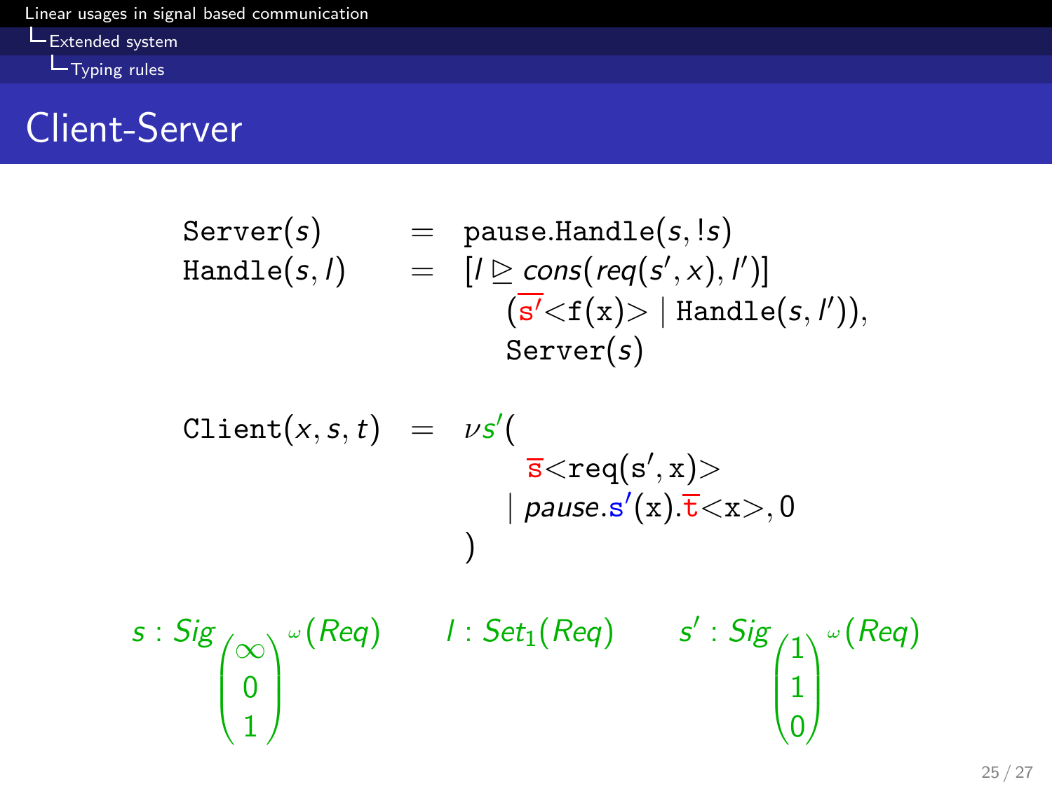# Client-Server

$$
\begin{array}{lcl}
\texttt{Server}(s) & = & \texttt{pause.Handle}(s, !s) \\
\texttt{Handle}(s, l) & = & [l \trianglerighteq cons(req(s', x), l')] \\
 & & \quad (\overline{\mathtt{s'}}\texttt{<f(x)>} \mid \texttt{Handle}(s, l')), \\
 & & \quad \texttt{Server}(s)
\end{array}
$$

$$
\begin{array}{lcl}
\texttt{Client}(x, s, t) & = & \nu s'( \\
 & & \quad \overline{\mathtt{s}}\texttt{<req(s}',\texttt{x)>} \\
 & & \quad \mid pause.\mathtt{s'}(\mathtt{x}).\overline{\mathtt{t}}\texttt{<x>}, 0 \\
 & & )
\end{array}
$$

$$
s : Sig_{\begin{pmatrix}\infty \\ 0 \\ 1\end{pmatrix}^{\omega}}(Req) \qquad l : Set_1(Req) \qquad s' : Sig_{\begin{pmatrix}1 \\ 1 \\ 0\end{pmatrix}^{\omega}}(Req)
$$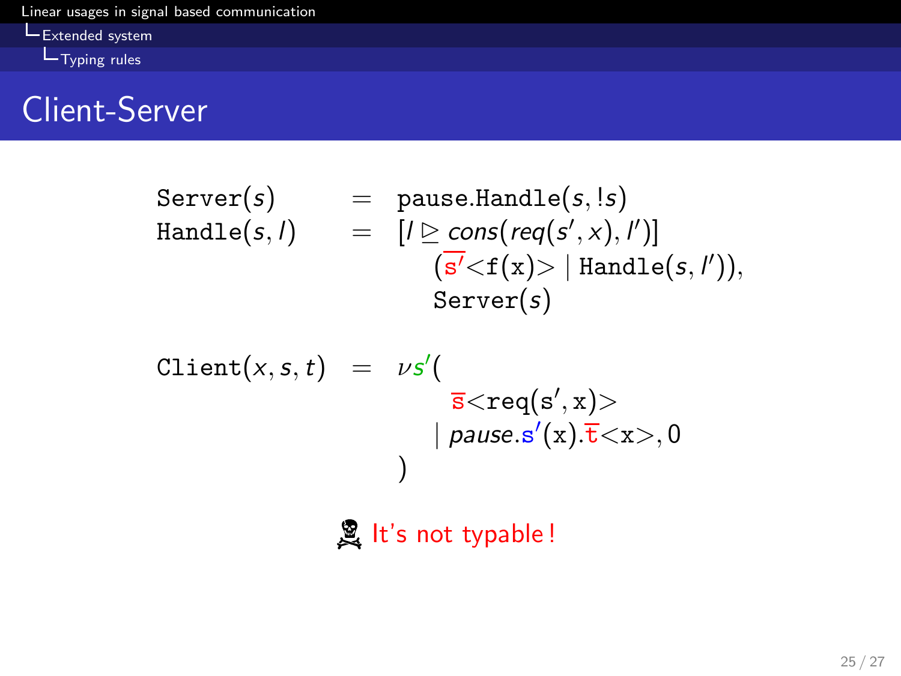# Client-Server

$$
\begin{array}{lcl}
\texttt{Server}(s) & = & \texttt{pause.Handle}(s, !s) \\
\texttt{Handle}(s, l) & = & [l \trianglerighteq cons(req(s', x), l')] \\
 & & \quad (\overline{\mathrm{s'}}\mathrm{<f(x)>} \mid \texttt{Handle}(s, l')), \\
 & & \quad \texttt{Server}(s)
\end{array}
$$

$$
\begin{array}{lcl}
\texttt{Client}(x, s, t) & = & \nu s'( \\
 & & \qquad \overline{\mathrm{s}}\mathrm{<req(s', x)>} \\
 & & \quad \mid pause.\mathrm{s'}(\mathrm{x}).\overline{\mathrm{t}}\mathrm{<x>}, 0 \\
 & & )
\end{array}
$$

☠ It's not typable !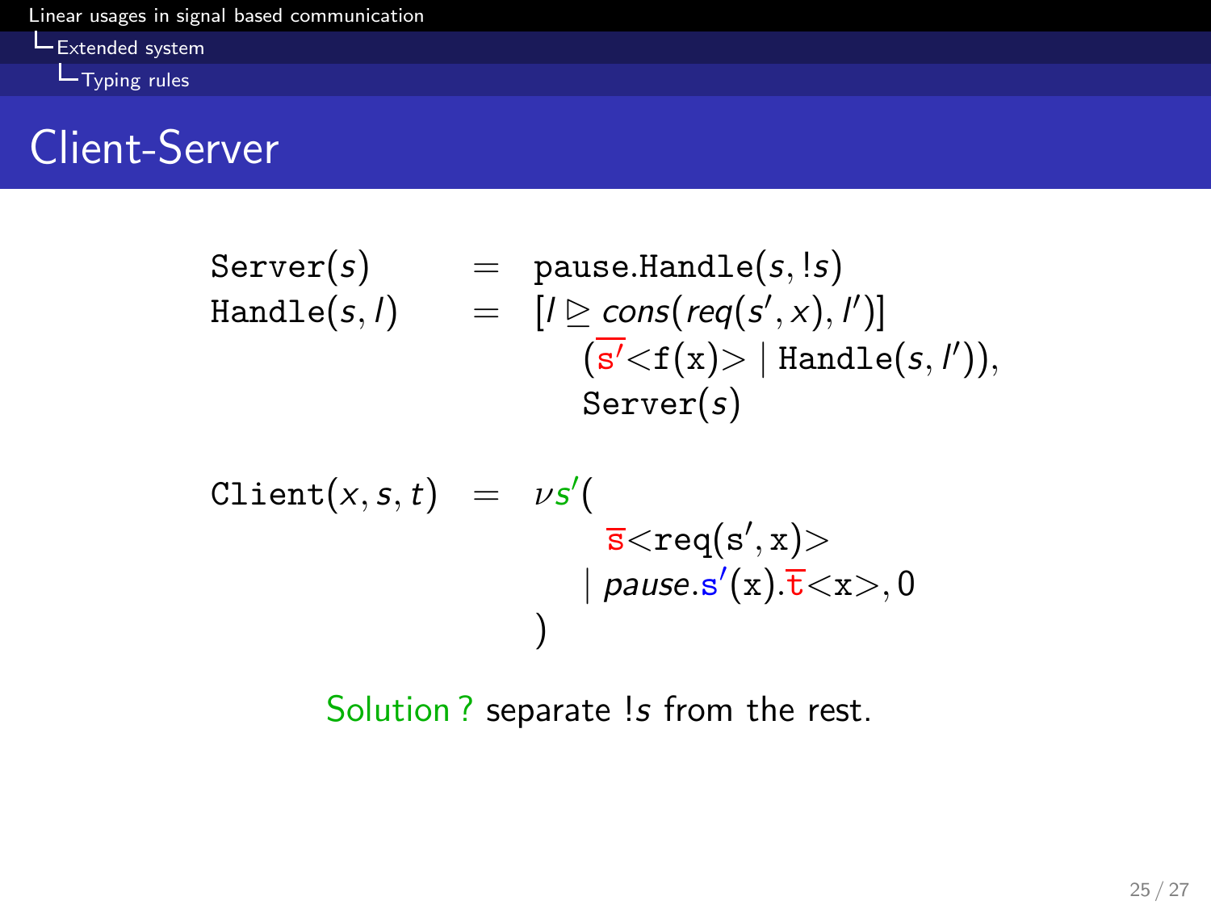# Client-Server

$$
\begin{array}{lcl}
\texttt{Server}(s) & = & \texttt{pause.Handle}(s, !s) \\
\texttt{Handle}(s, l) & = & [l \trianglerighteq \mathit{cons}(\mathit{req}(s', x), l')] \\
 & & \quad (\overline{\mathtt{s'}}\texttt{<f(x)>} \mid \texttt{Handle}(s, l')), \\
 & & \quad \texttt{Server}(s)
\end{array}
$$

$$
\begin{array}{lcl}
\texttt{Client}(x, s, t) & = & \nu s'( \\
 & & \quad \overline{\mathtt{s}}\texttt{<req(s',x)>} \\
 & & \quad \mid \mathit{pause}.\mathtt{s'}(\mathtt{x}).\overline{\mathtt{t}}\texttt{<x>}, 0 \\
 & & )
\end{array}
$$

Solution ? separate $!s$ from the rest.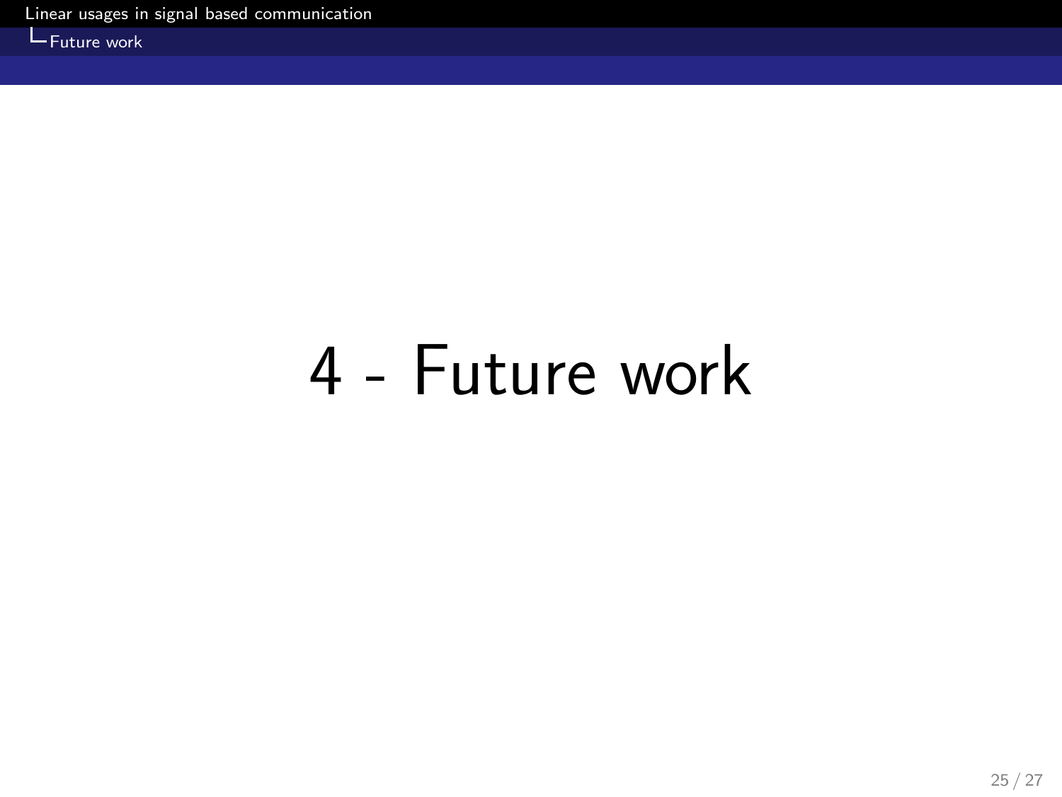# 4 - Future work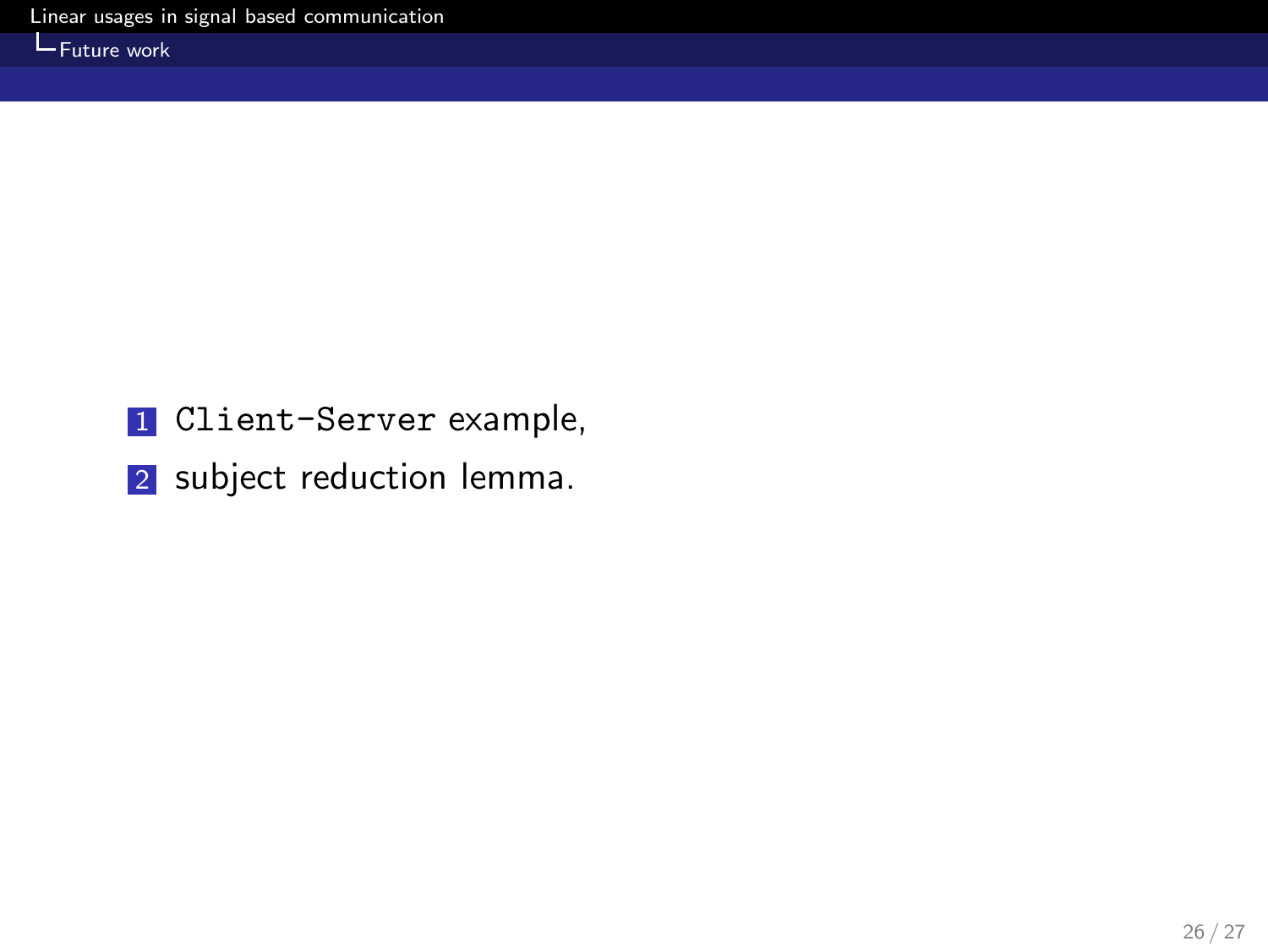1. `Client-Server` example,
2. subject reduction lemma.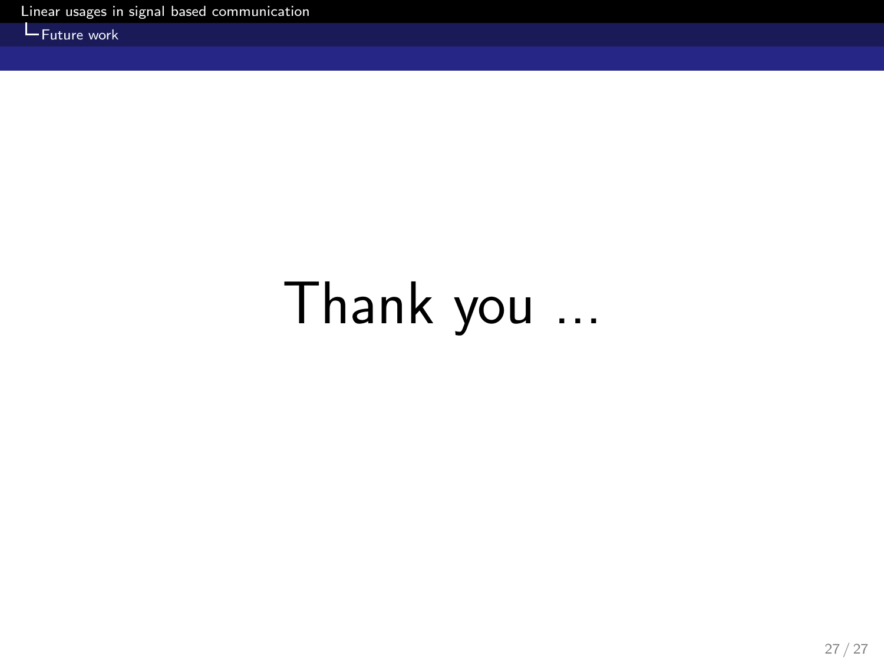# Thank you ...